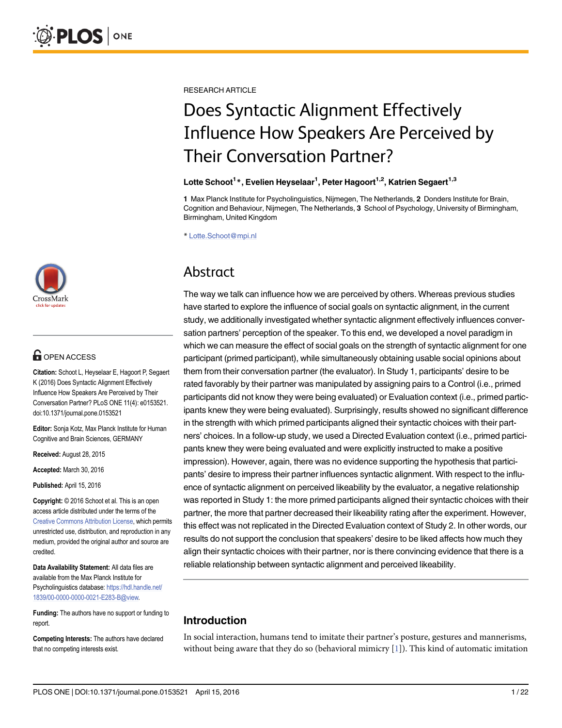RESEARCH ARTICLE

# Does Syntactic Alignment Effectively Influence How Speakers Are Perceived by Their Conversation Partner?

**Lotte Schoot[1]*, Evelien Heyselaar[1], Peter Hagoort[1,2], Katrien Segaert[1,3]**

**1** Max Planck Institute for Psycholinguistics, Nijmegen, The Netherlands, **2** Donders Institute for Brain, Cognition and Behaviour, Nijmegen, The Netherlands, **3** School of Psychology, University of Birmingham, Birmingham, United Kingdom

* Lotte.Schoot@mpi.nl

OPEN ACCESS

**Citation:** Schoot L, Heyselaar E, Hagoort P, Segaert K (2016) Does Syntactic Alignment Effectively Influence How Speakers Are Perceived by Their Conversation Partner? PLoS ONE 11(4): e0153521. doi:10.1371/journal.pone.0153521

**Editor:** Sonja Kotz, Max Planck Institute for Human Cognitive and Brain Sciences, GERMANY

**Received:** August 28, 2015

**Accepted:** March 30, 2016

**Published:** April 15, 2016

**Copyright:** © 2016 Schoot et al. This is an open access article distributed under the terms of the Creative Commons Attribution License, which permits unrestricted use, distribution, and reproduction in any medium, provided the original author and source are credited.

**Data Availability Statement:** All data files are available from the Max Planck Institute for Psycholinguistics database: https://hdl.handle.net/1839/00-0000-0000-0021-E283-B@view.

**Funding:** The authors have no support or funding to report.

**Competing Interests:** The authors have declared that no competing interests exist.

## Abstract

The way we talk can influence how we are perceived by others. Whereas previous studies have started to explore the influence of social goals on syntactic alignment, in the current study, we additionally investigated whether syntactic alignment effectively influences conversation partners' perception of the speaker. To this end, we developed a novel paradigm in which we can measure the effect of social goals on the strength of syntactic alignment for one participant (primed participant), while simultaneously obtaining usable social opinions about them from their conversation partner (the evaluator). In Study 1, participants' desire to be rated favorably by their partner was manipulated by assigning pairs to a Control (i.e., primed participants did not know they were being evaluated) or Evaluation context (i.e., primed participants knew they were being evaluated). Surprisingly, results showed no significant difference in the strength with which primed participants aligned their syntactic choices with their partners' choices. In a follow-up study, we used a Directed Evaluation context (i.e., primed participants knew they were being evaluated and were explicitly instructed to make a positive impression). However, again, there was no evidence supporting the hypothesis that participants' desire to impress their partner influences syntactic alignment. With respect to the influence of syntactic alignment on perceived likeability by the evaluator, a negative relationship was reported in Study 1: the more primed participants aligned their syntactic choices with their partner, the more that partner decreased their likeability rating after the experiment. However, this effect was not replicated in the Directed Evaluation context of Study 2. In other words, our results do not support the conclusion that speakers' desire to be liked affects how much they align their syntactic choices with their partner, nor is there convincing evidence that there is a reliable relationship between syntactic alignment and perceived likeability.

## Introduction

In social interaction, humans tend to imitate their partner's posture, gestures and mannerisms, without being aware that they do so (behavioral mimicry [1]). This kind of automatic imitation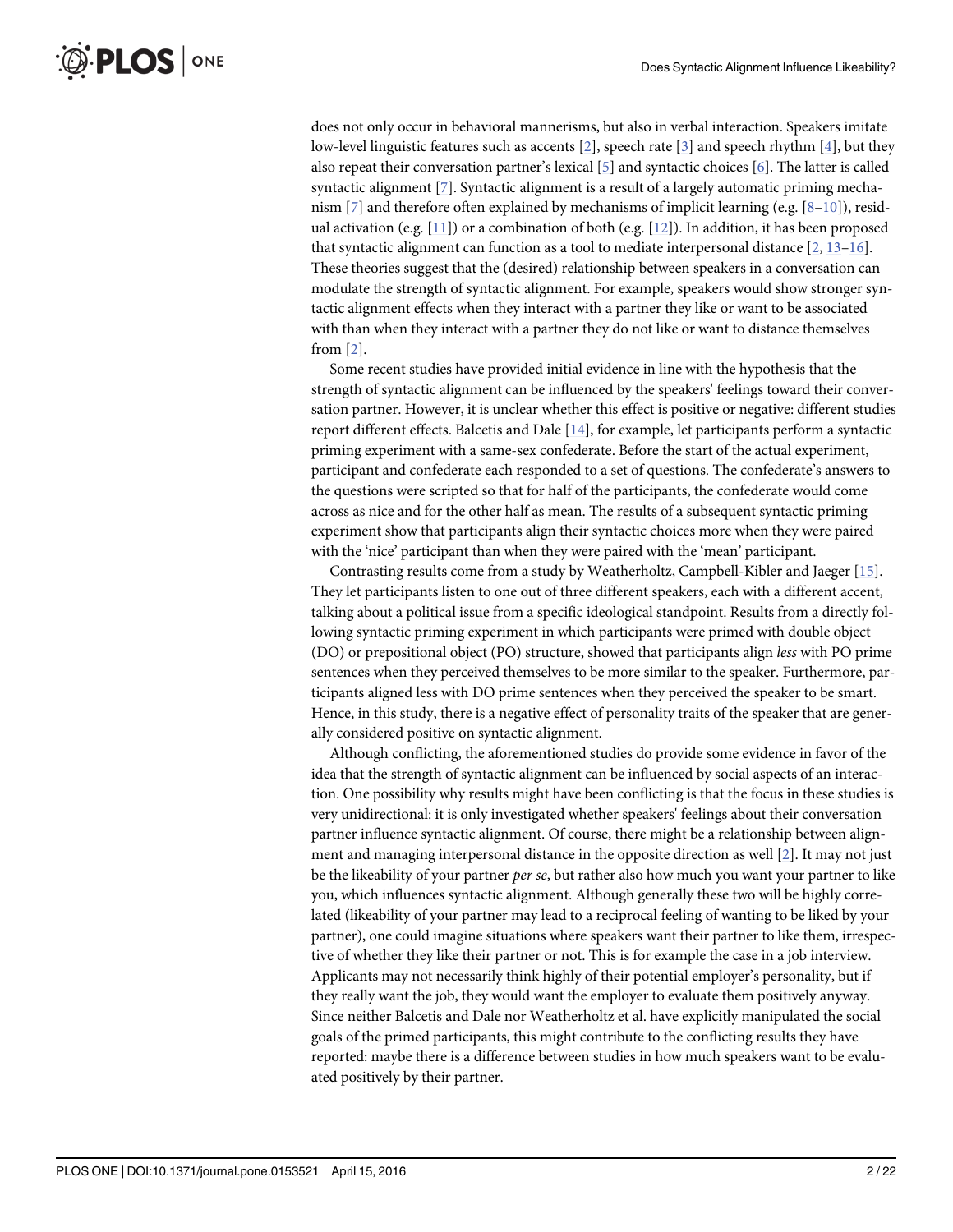does not only occur in behavioral mannerisms, but also in verbal interaction. Speakers imitate low-level linguistic features such as accents [2], speech rate [3] and speech rhythm [4], but they also repeat their conversation partner's lexical [5] and syntactic choices [6]. The latter is called syntactic alignment [7]. Syntactic alignment is a result of a largely automatic priming mechanism [7] and therefore often explained by mechanisms of implicit learning (e.g. [8–10]), residual activation (e.g. [11]) or a combination of both (e.g. [12]). In addition, it has been proposed that syntactic alignment can function as a tool to mediate interpersonal distance [2, 13–16]. These theories suggest that the (desired) relationship between speakers in a conversation can modulate the strength of syntactic alignment. For example, speakers would show stronger syntactic alignment effects when they interact with a partner they like or want to be associated with than when they interact with a partner they do not like or want to distance themselves from [2].

Some recent studies have provided initial evidence in line with the hypothesis that the strength of syntactic alignment can be influenced by the speakers' feelings toward their conversation partner. However, it is unclear whether this effect is positive or negative: different studies report different effects. Balcetis and Dale [14], for example, let participants perform a syntactic priming experiment with a same-sex confederate. Before the start of the actual experiment, participant and confederate each responded to a set of questions. The confederate's answers to the questions were scripted so that for half of the participants, the confederate would come across as nice and for the other half as mean. The results of a subsequent syntactic priming experiment show that participants align their syntactic choices more when they were paired with the 'nice' participant than when they were paired with the 'mean' participant.

Contrasting results come from a study by Weatherholtz, Campbell-Kibler and Jaeger [15]. They let participants listen to one out of three different speakers, each with a different accent, talking about a political issue from a specific ideological standpoint. Results from a directly following syntactic priming experiment in which participants were primed with double object (DO) or prepositional object (PO) structure, showed that participants align *less* with PO prime sentences when they perceived themselves to be more similar to the speaker. Furthermore, participants aligned less with DO prime sentences when they perceived the speaker to be smart. Hence, in this study, there is a negative effect of personality traits of the speaker that are generally considered positive on syntactic alignment.

Although conflicting, the aforementioned studies do provide some evidence in favor of the idea that the strength of syntactic alignment can be influenced by social aspects of an interaction. One possibility why results might have been conflicting is that the focus in these studies is very unidirectional: it is only investigated whether speakers' feelings about their conversation partner influence syntactic alignment. Of course, there might be a relationship between alignment and managing interpersonal distance in the opposite direction as well [2]. It may not just be the likeability of your partner *per se*, but rather also how much you want your partner to like you, which influences syntactic alignment. Although generally these two will be highly correlated (likeability of your partner may lead to a reciprocal feeling of wanting to be liked by your partner), one could imagine situations where speakers want their partner to like them, irrespective of whether they like their partner or not. This is for example the case in a job interview. Applicants may not necessarily think highly of their potential employer's personality, but if they really want the job, they would want the employer to evaluate them positively anyway. Since neither Balcetis and Dale nor Weatherholtz et al. have explicitly manipulated the social goals of the primed participants, this might contribute to the conflicting results they have reported: maybe there is a difference between studies in how much speakers want to be evaluated positively by their partner.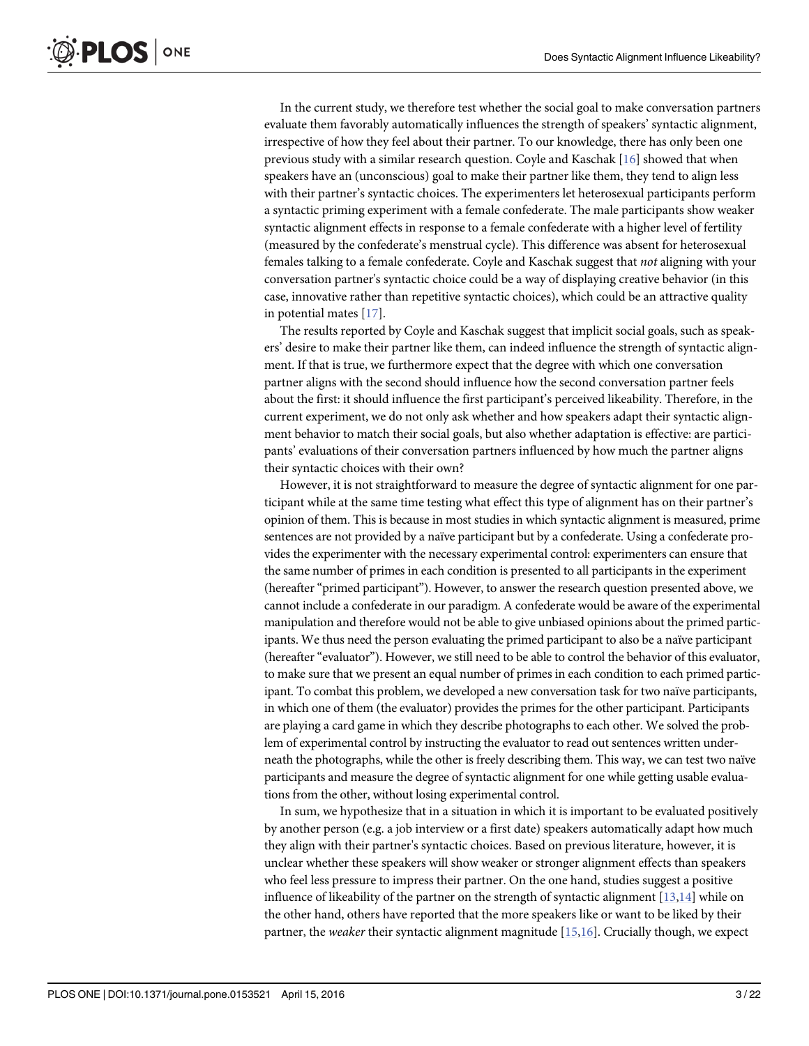In the current study, we therefore test whether the social goal to make conversation partners evaluate them favorably automatically influences the strength of speakers' syntactic alignment, irrespective of how they feel about their partner. To our knowledge, there has only been one previous study with a similar research question. Coyle and Kaschak [16] showed that when speakers have an (unconscious) goal to make their partner like them, they tend to align less with their partner's syntactic choices. The experimenters let heterosexual participants perform a syntactic priming experiment with a female confederate. The male participants show weaker syntactic alignment effects in response to a female confederate with a higher level of fertility (measured by the confederate's menstrual cycle). This difference was absent for heterosexual females talking to a female confederate. Coyle and Kaschak suggest that *not* aligning with your conversation partner's syntactic choice could be a way of displaying creative behavior (in this case, innovative rather than repetitive syntactic choices), which could be an attractive quality in potential mates [17].

The results reported by Coyle and Kaschak suggest that implicit social goals, such as speakers' desire to make their partner like them, can indeed influence the strength of syntactic alignment. If that is true, we furthermore expect that the degree with which one conversation partner aligns with the second should influence how the second conversation partner feels about the first: it should influence the first participant's perceived likeability. Therefore, in the current experiment, we do not only ask whether and how speakers adapt their syntactic alignment behavior to match their social goals, but also whether adaptation is effective: are participants' evaluations of their conversation partners influenced by how much the partner aligns their syntactic choices with their own?

However, it is not straightforward to measure the degree of syntactic alignment for one participant while at the same time testing what effect this type of alignment has on their partner's opinion of them. This is because in most studies in which syntactic alignment is measured, prime sentences are not provided by a naïve participant but by a confederate. Using a confederate provides the experimenter with the necessary experimental control: experimenters can ensure that the same number of primes in each condition is presented to all participants in the experiment (hereafter "primed participant"). However, to answer the research question presented above, we cannot include a confederate in our paradigm. A confederate would be aware of the experimental manipulation and therefore would not be able to give unbiased opinions about the primed participants. We thus need the person evaluating the primed participant to also be a naïve participant (hereafter "evaluator"). However, we still need to be able to control the behavior of this evaluator, to make sure that we present an equal number of primes in each condition to each primed participant. To combat this problem, we developed a new conversation task for two naïve participants, in which one of them (the evaluator) provides the primes for the other participant. Participants are playing a card game in which they describe photographs to each other. We solved the problem of experimental control by instructing the evaluator to read out sentences written underneath the photographs, while the other is freely describing them. This way, we can test two naïve participants and measure the degree of syntactic alignment for one while getting usable evaluations from the other, without losing experimental control.

In sum, we hypothesize that in a situation in which it is important to be evaluated positively by another person (e.g. a job interview or a first date) speakers automatically adapt how much they align with their partner's syntactic choices. Based on previous literature, however, it is unclear whether these speakers will show weaker or stronger alignment effects than speakers who feel less pressure to impress their partner. On the one hand, studies suggest a positive influence of likeability of the partner on the strength of syntactic alignment [13,14] while on the other hand, others have reported that the more speakers like or want to be liked by their partner, the *weaker* their syntactic alignment magnitude [15,16]. Crucially though, we expect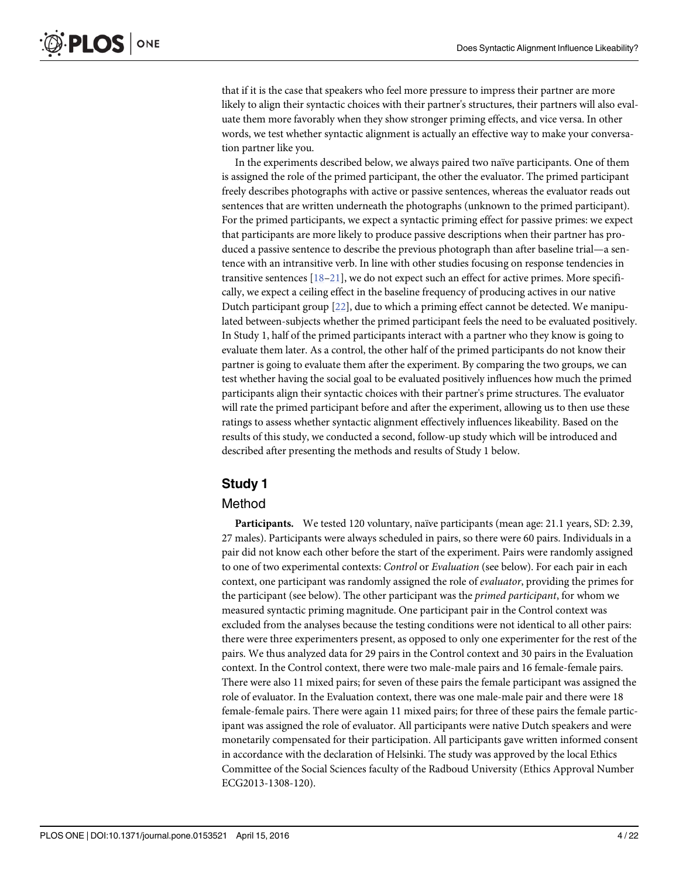that if it is the case that speakers who feel more pressure to impress their partner are more likely to align their syntactic choices with their partner's structures, their partners will also evaluate them more favorably when they show stronger priming effects, and vice versa. In other words, we test whether syntactic alignment is actually an effective way to make your conversation partner like you.

In the experiments described below, we always paired two naïve participants. One of them is assigned the role of the primed participant, the other the evaluator. The primed participant freely describes photographs with active or passive sentences, whereas the evaluator reads out sentences that are written underneath the photographs (unknown to the primed participant). For the primed participants, we expect a syntactic priming effect for passive primes: we expect that participants are more likely to produce passive descriptions when their partner has produced a passive sentence to describe the previous photograph than after baseline trial—a sentence with an intransitive verb. In line with other studies focusing on response tendencies in transitive sentences [18–21], we do not expect such an effect for active primes. More specifically, we expect a ceiling effect in the baseline frequency of producing actives in our native Dutch participant group [22], due to which a priming effect cannot be detected. We manipulated between-subjects whether the primed participant feels the need to be evaluated positively. In Study 1, half of the primed participants interact with a partner who they know is going to evaluate them later. As a control, the other half of the primed participants do not know their partner is going to evaluate them after the experiment. By comparing the two groups, we can test whether having the social goal to be evaluated positively influences how much the primed participants align their syntactic choices with their partner's prime structures. The evaluator will rate the primed participant before and after the experiment, allowing us to then use these ratings to assess whether syntactic alignment effectively influences likeability. Based on the results of this study, we conducted a second, follow-up study which will be introduced and described after presenting the methods and results of Study 1 below.

## Study 1

### Method

**Participants.** We tested 120 voluntary, naïve participants (mean age: 21.1 years, SD: 2.39, 27 males). Participants were always scheduled in pairs, so there were 60 pairs. Individuals in a pair did not know each other before the start of the experiment. Pairs were randomly assigned to one of two experimental contexts: *Control* or *Evaluation* (see below). For each pair in each context, one participant was randomly assigned the role of *evaluator*, providing the primes for the participant (see below). The other participant was the *primed participant*, for whom we measured syntactic priming magnitude. One participant pair in the Control context was excluded from the analyses because the testing conditions were not identical to all other pairs: there were three experimenters present, as opposed to only one experimenter for the rest of the pairs. We thus analyzed data for 29 pairs in the Control context and 30 pairs in the Evaluation context. In the Control context, there were two male-male pairs and 16 female-female pairs. There were also 11 mixed pairs; for seven of these pairs the female participant was assigned the role of evaluator. In the Evaluation context, there was one male-male pair and there were 18 female-female pairs. There were again 11 mixed pairs; for three of these pairs the female participant was assigned the role of evaluator. All participants were native Dutch speakers and were monetarily compensated for their participation. All participants gave written informed consent in accordance with the declaration of Helsinki. The study was approved by the local Ethics Committee of the Social Sciences faculty of the Radboud University (Ethics Approval Number ECG2013-1308-120).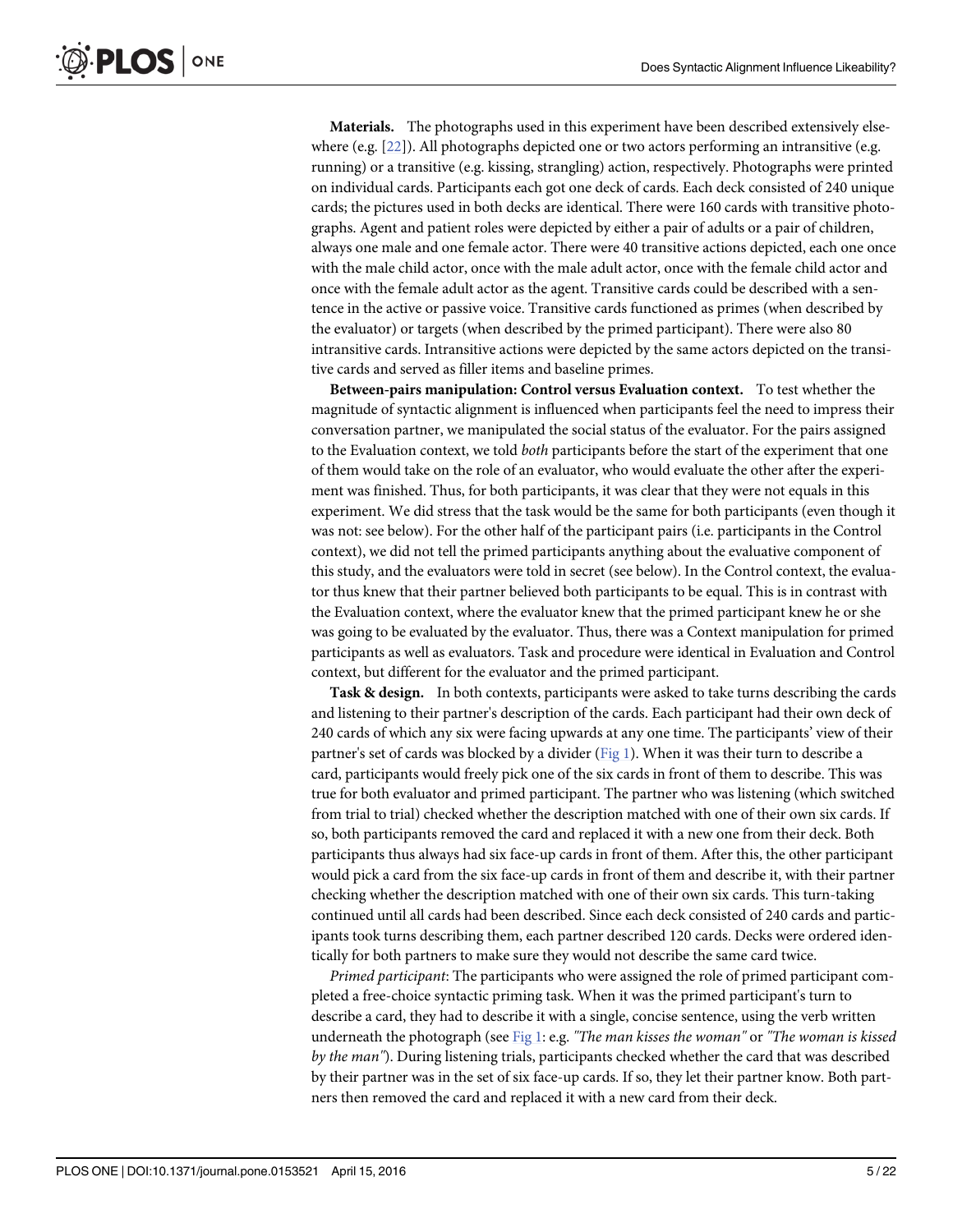**Materials.** The photographs used in this experiment have been described extensively elsewhere (e.g. [22]). All photographs depicted one or two actors performing an intransitive (e.g. running) or a transitive (e.g. kissing, strangling) action, respectively. Photographs were printed on individual cards. Participants each got one deck of cards. Each deck consisted of 240 unique cards; the pictures used in both decks are identical. There were 160 cards with transitive photographs. Agent and patient roles were depicted by either a pair of adults or a pair of children, always one male and one female actor. There were 40 transitive actions depicted, each one once with the male child actor, once with the male adult actor, once with the female child actor and once with the female adult actor as the agent. Transitive cards could be described with a sentence in the active or passive voice. Transitive cards functioned as primes (when described by the evaluator) or targets (when described by the primed participant). There were also 80 intransitive cards. Intransitive actions were depicted by the same actors depicted on the transitive cards and served as filler items and baseline primes.

**Between-pairs manipulation: Control versus Evaluation context.** To test whether the magnitude of syntactic alignment is influenced when participants feel the need to impress their conversation partner, we manipulated the social status of the evaluator. For the pairs assigned to the Evaluation context, we told *both* participants before the start of the experiment that one of them would take on the role of an evaluator, who would evaluate the other after the experiment was finished. Thus, for both participants, it was clear that they were not equals in this experiment. We did stress that the task would be the same for both participants (even though it was not: see below). For the other half of the participant pairs (i.e. participants in the Control context), we did not tell the primed participants anything about the evaluative component of this study, and the evaluators were told in secret (see below). In the Control context, the evaluator thus knew that their partner believed both participants to be equal. This is in contrast with the Evaluation context, where the evaluator knew that the primed participant knew he or she was going to be evaluated by the evaluator. Thus, there was a Context manipulation for primed participants as well as evaluators. Task and procedure were identical in Evaluation and Control context, but different for the evaluator and the primed participant.

**Task & design.** In both contexts, participants were asked to take turns describing the cards and listening to their partner's description of the cards. Each participant had their own deck of 240 cards of which any six were facing upwards at any one time. The participants' view of their partner's set of cards was blocked by a divider (Fig 1). When it was their turn to describe a card, participants would freely pick one of the six cards in front of them to describe. This was true for both evaluator and primed participant. The partner who was listening (which switched from trial to trial) checked whether the description matched with one of their own six cards. If so, both participants removed the card and replaced it with a new one from their deck. Both participants thus always had six face-up cards in front of them. After this, the other participant would pick a card from the six face-up cards in front of them and describe it, with their partner checking whether the description matched with one of their own six cards. This turn-taking continued until all cards had been described. Since each deck consisted of 240 cards and participants took turns describing them, each partner described 120 cards. Decks were ordered identically for both partners to make sure they would not describe the same card twice.

*Primed participant*: The participants who were assigned the role of primed participant completed a free-choice syntactic priming task. When it was the primed participant's turn to describe a card, they had to describe it with a single, concise sentence, using the verb written underneath the photograph (see Fig 1: e.g. *"The man kisses the woman"* or *"The woman is kissed by the man"*). During listening trials, participants checked whether the card that was described by their partner was in the set of six face-up cards. If so, they let their partner know. Both partners then removed the card and replaced it with a new card from their deck.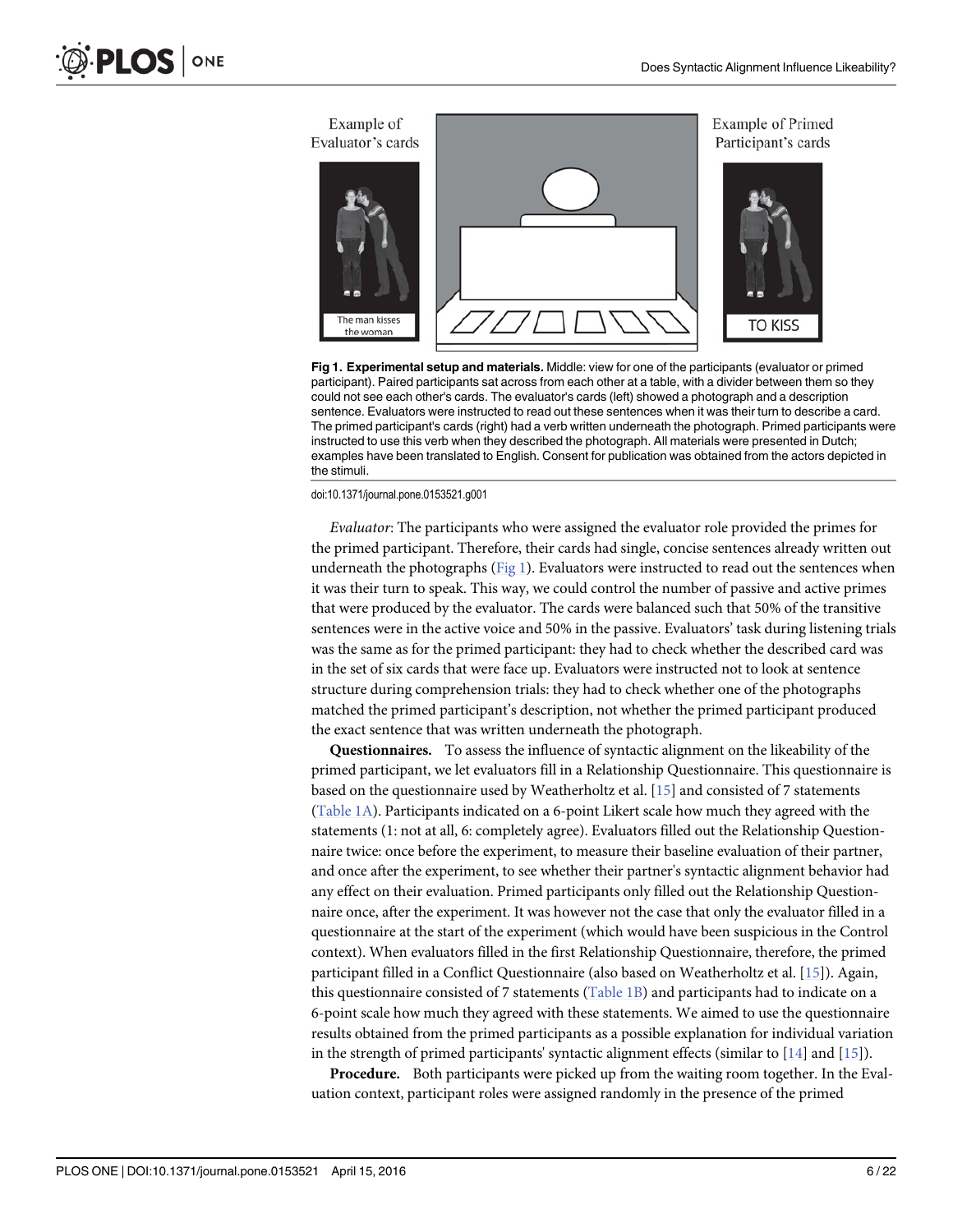Fig 1. Experimental setup and materials. Middle: view for one of the participants (evaluator or primed participant). Paired participants sat across from each other at a table, with a divider between them so they could not see each other's cards. The evaluator's cards (left) showed a photograph and a description sentence. Evaluators were instructed to read out these sentences when it was their turn to describe a card. The primed participant's cards (right) had a verb written underneath the photograph. Primed participants were instructed to use this verb when they described the photograph. All materials were presented in Dutch; examples have been translated to English. Consent for publication was obtained from the actors depicted in the stimuli.

doi:10.1371/journal.pone.0153521.g001

*Evaluator*: The participants who were assigned the evaluator role provided the primes for the primed participant. Therefore, their cards had single, concise sentences already written out underneath the photographs (Fig 1). Evaluators were instructed to read out the sentences when it was their turn to speak. This way, we could control the number of passive and active primes that were produced by the evaluator. The cards were balanced such that 50% of the transitive sentences were in the active voice and 50% in the passive. Evaluators' task during listening trials was the same as for the primed participant: they had to check whether the described card was in the set of six cards that were face up. Evaluators were instructed not to look at sentence structure during comprehension trials: they had to check whether one of the photographs matched the primed participant's description, not whether the primed participant produced the exact sentence that was written underneath the photograph.

**Questionnaires.** To assess the influence of syntactic alignment on the likeability of the primed participant, we let evaluators fill in a Relationship Questionnaire. This questionnaire is based on the questionnaire used by Weatherholtz et al. [15] and consisted of 7 statements (Table 1A). Participants indicated on a 6-point Likert scale how much they agreed with the statements (1: not at all, 6: completely agree). Evaluators filled out the Relationship Questionnaire twice: once before the experiment, to measure their baseline evaluation of their partner, and once after the experiment, to see whether their partner's syntactic alignment behavior had any effect on their evaluation. Primed participants only filled out the Relationship Questionnaire once, after the experiment. It was however not the case that only the evaluator filled in a questionnaire at the start of the experiment (which would have been suspicious in the Control context). When evaluators filled in the first Relationship Questionnaire, therefore, the primed participant filled in a Conflict Questionnaire (also based on Weatherholtz et al. [15]). Again, this questionnaire consisted of 7 statements (Table 1B) and participants had to indicate on a 6-point scale how much they agreed with these statements. We aimed to use the questionnaire results obtained from the primed participants as a possible explanation for individual variation in the strength of primed participants' syntactic alignment effects (similar to [14] and [15]).

**Procedure.** Both participants were picked up from the waiting room together. In the Evaluation context, participant roles were assigned randomly in the presence of the primed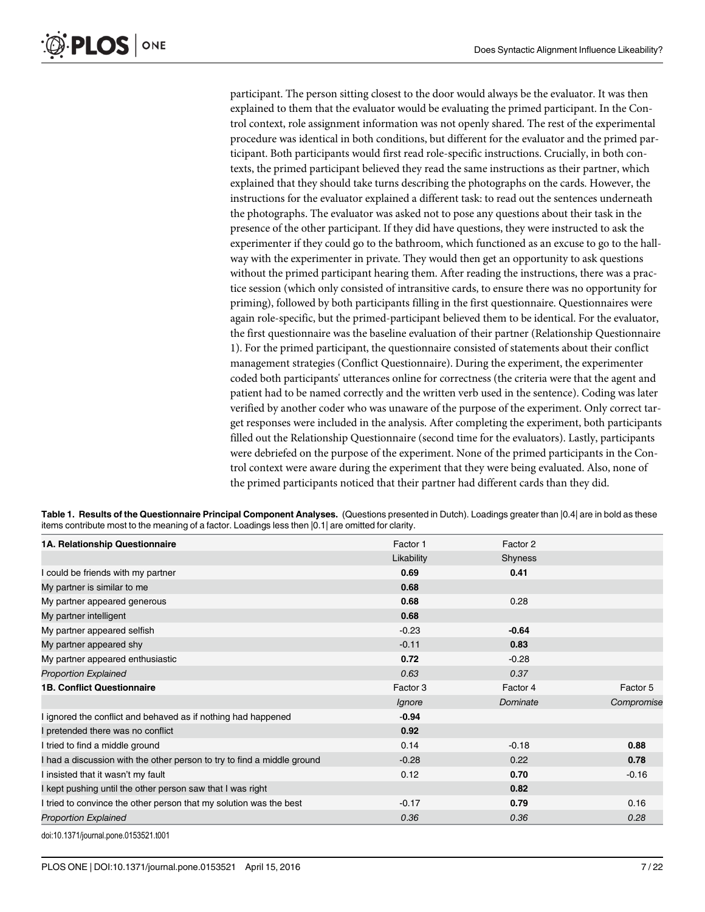participant. The person sitting closest to the door would always be the evaluator. It was then explained to them that the evaluator would be evaluating the primed participant. In the Control context, role assignment information was not openly shared. The rest of the experimental procedure was identical in both conditions, but different for the evaluator and the primed participant. Both participants would first read role-specific instructions. Crucially, in both contexts, the primed participant believed they read the same instructions as their partner, which explained that they should take turns describing the photographs on the cards. However, the instructions for the evaluator explained a different task: to read out the sentences underneath the photographs. The evaluator was asked not to pose any questions about their task in the presence of the other participant. If they did have questions, they were instructed to ask the experimenter if they could go to the bathroom, which functioned as an excuse to go to the hallway with the experimenter in private. They would then get an opportunity to ask questions without the primed participant hearing them. After reading the instructions, there was a practice session (which only consisted of intransitive cards, to ensure there was no opportunity for priming), followed by both participants filling in the first questionnaire. Questionnaires were again role-specific, but the primed-participant believed them to be identical. For the evaluator, the first questionnaire was the baseline evaluation of their partner (Relationship Questionnaire 1). For the primed participant, the questionnaire consisted of statements about their conflict management strategies (Conflict Questionnaire). During the experiment, the experimenter coded both participants' utterances online for correctness (the criteria were that the agent and patient had to be named correctly and the written verb used in the sentence). Coding was later verified by another coder who was unaware of the purpose of the experiment. Only correct target responses were included in the analysis. After completing the experiment, both participants filled out the Relationship Questionnaire (second time for the evaluators). Lastly, participants were debriefed on the purpose of the experiment. None of the primed participants in the Control context were aware during the experiment that they were being evaluated. Also, none of the primed participants noticed that their partner had different cards than they did.

**Table 1. Results of the Questionnaire Principal Component Analyses.** (Questions presented in Dutch). Loadings greater than |0.4| are in bold as these items contribute most to the meaning of a factor. Loadings less then |0.1| are omitted for clarity.

| **1A. Relationship Questionnaire** | Factor 1 | Factor 2 | |
|---|---|---|---|
| | Likability | Shyness | |
| I could be friends with my partner | **0.69** | **0.41** | |
| My partner is similar to me | **0.68** | | |
| My partner appeared generous | **0.68** | 0.28 | |
| My partner intelligent | **0.68** | | |
| My partner appeared selfish | -0.23 | **-0.64** | |
| My partner appeared shy | -0.11 | **0.83** | |
| My partner appeared enthusiastic | **0.72** | -0.28 | |
| *Proportion Explained* | *0.63* | *0.37* | |
| **1B. Conflict Questionnaire** | Factor 3 | Factor 4 | Factor 5 |
| | *Ignore* | *Dominate* | *Compromise* |
| I ignored the conflict and behaved as if nothing had happened | **-0.94** | | |
| I pretended there was no conflict | **0.92** | | |
| I tried to find a middle ground | 0.14 | -0.18 | **0.88** |
| I had a discussion with the other person to try to find a middle ground | -0.28 | 0.22 | **0.78** |
| I insisted that it wasn't my fault | 0.12 | **0.70** | -0.16 |
| I kept pushing until the other person saw that I was right | | **0.82** | |
| I tried to convince the other person that my solution was the best | -0.17 | **0.79** | 0.16 |
| *Proportion Explained* | *0.36* | *0.36* | *0.28* |

doi:10.1371/journal.pone.0153521.t001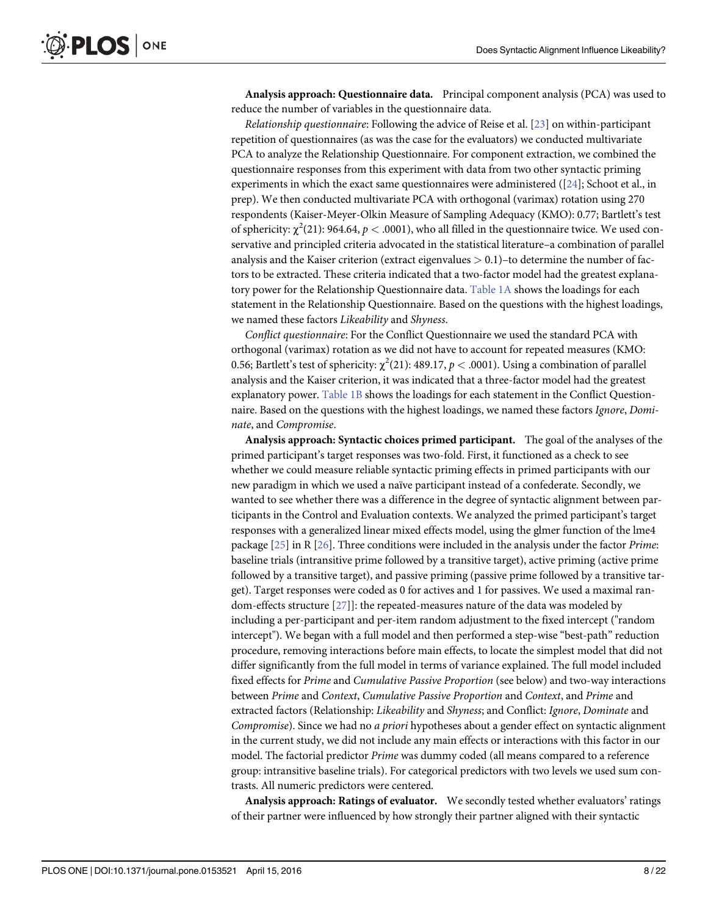**Analysis approach: Questionnaire data.** Principal component analysis (PCA) was used to reduce the number of variables in the questionnaire data.

*Relationship questionnaire*: Following the advice of Reise et al. [23] on within-participant repetition of questionnaires (as was the case for the evaluators) we conducted multivariate PCA to analyze the Relationship Questionnaire. For component extraction, we combined the questionnaire responses from this experiment with data from two other syntactic priming experiments in which the exact same questionnaires were administered ([24]; Schoot et al., in prep). We then conducted multivariate PCA with orthogonal (varimax) rotation using 270 respondents (Kaiser-Meyer-Olkin Measure of Sampling Adequacy (KMO): 0.77; Bartlett's test of sphericity: $\chi^2(21)$: 964.64, $p < .0001$), who all filled in the questionnaire twice. We used conservative and principled criteria advocated in the statistical literature–a combination of parallel analysis and the Kaiser criterion (extract eigenvalues $> 0.1$)–to determine the number of factors to be extracted. These criteria indicated that a two-factor model had the greatest explanatory power for the Relationship Questionnaire data. Table 1A shows the loadings for each statement in the Relationship Questionnaire. Based on the questions with the highest loadings, we named these factors *Likeability* and *Shyness*.

*Conflict questionnaire*: For the Conflict Questionnaire we used the standard PCA with orthogonal (varimax) rotation as we did not have to account for repeated measures (KMO: 0.56; Bartlett's test of sphericity: $\chi^2(21)$: 489.17, $p < .0001$). Using a combination of parallel analysis and the Kaiser criterion, it was indicated that a three-factor model had the greatest explanatory power. Table 1B shows the loadings for each statement in the Conflict Questionnaire. Based on the questions with the highest loadings, we named these factors *Ignore*, *Dominate*, and *Compromise*.

**Analysis approach: Syntactic choices primed participant.** The goal of the analyses of the primed participant's target responses was two-fold. First, it functioned as a check to see whether we could measure reliable syntactic priming effects in primed participants with our new paradigm in which we used a naïve participant instead of a confederate. Secondly, we wanted to see whether there was a difference in the degree of syntactic alignment between participants in the Control and Evaluation contexts. We analyzed the primed participant's target responses with a generalized linear mixed effects model, using the glmer function of the lme4 package [25] in R [26]. Three conditions were included in the analysis under the factor *Prime*: baseline trials (intransitive prime followed by a transitive target), active priming (active prime followed by a transitive target), and passive priming (passive prime followed by a transitive target). Target responses were coded as 0 for actives and 1 for passives. We used a maximal random-effects structure [27]]: the repeated-measures nature of the data was modeled by including a per-participant and per-item random adjustment to the fixed intercept ("random intercept"). We began with a full model and then performed a step-wise "best-path" reduction procedure, removing interactions before main effects, to locate the simplest model that did not differ significantly from the full model in terms of variance explained. The full model included fixed effects for *Prime* and *Cumulative Passive Proportion* (see below) and two-way interactions between *Prime* and *Context*, *Cumulative Passive Proportion* and *Context*, and *Prime* and extracted factors (Relationship: *Likeability* and *Shyness*; and Conflict: *Ignore*, *Dominate* and *Compromise*). Since we had no *a priori* hypotheses about a gender effect on syntactic alignment in the current study, we did not include any main effects or interactions with this factor in our model. The factorial predictor *Prime* was dummy coded (all means compared to a reference group: intransitive baseline trials). For categorical predictors with two levels we used sum contrasts. All numeric predictors were centered.

**Analysis approach: Ratings of evaluator.** We secondly tested whether evaluators' ratings of their partner were influenced by how strongly their partner aligned with their syntactic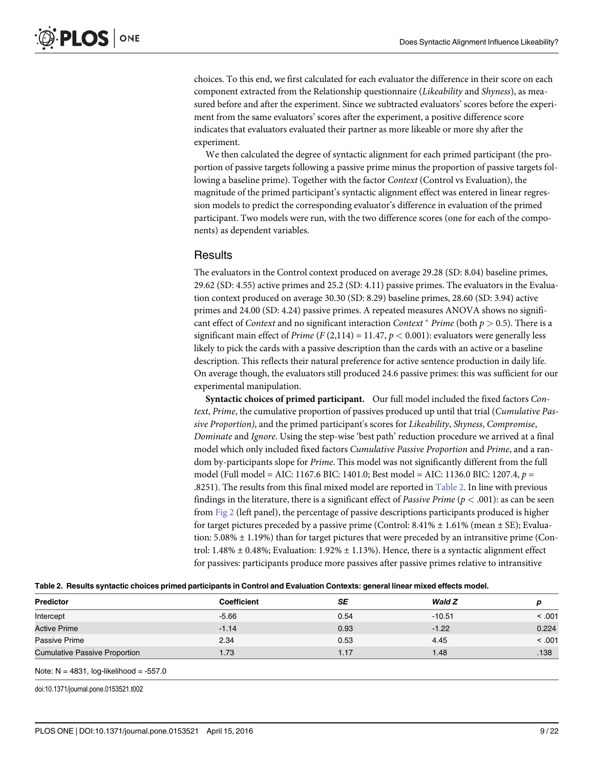choices. To this end, we first calculated for each evaluator the difference in their score on each component extracted from the Relationship questionnaire (*Likeability* and *Shyness*), as measured before and after the experiment. Since we subtracted evaluators' scores before the experiment from the same evaluators' scores after the experiment, a positive difference score indicates that evaluators evaluated their partner as more likeable or more shy after the experiment.

We then calculated the degree of syntactic alignment for each primed participant (the proportion of passive targets following a passive prime minus the proportion of passive targets following a baseline prime). Together with the factor *Context* (Control vs Evaluation), the magnitude of the primed participant's syntactic alignment effect was entered in linear regression models to predict the corresponding evaluator's difference in evaluation of the primed participant. Two models were run, with the two difference scores (one for each of the components) as dependent variables.

## Results

The evaluators in the Control context produced on average 29.28 (SD: 8.04) baseline primes, 29.62 (SD: 4.55) active primes and 25.2 (SD: 4.11) passive primes. The evaluators in the Evaluation context produced on average 30.30 (SD: 8.29) baseline primes, 28.60 (SD: 3.94) active primes and 24.00 (SD: 4.24) passive primes. A repeated measures ANOVA shows no significant effect of *Context* and no significant interaction *Context* * *Prime* (both $p > 0.5$). There is a significant main effect of *Prime* ($F\,(2{,}114) = 11.47$, $p < 0.001$): evaluators were generally less likely to pick the cards with a passive description than the cards with an active or a baseline description. This reflects their natural preference for active sentence production in daily life. On average though, the evaluators still produced 24.6 passive primes: this was sufficient for our experimental manipulation.

**Syntactic choices of primed participant.** Our full model included the fixed factors *Context*, *Prime*, the cumulative proportion of passives produced up until that trial (*Cumulative Passive Proportion)*, and the primed participant's scores for *Likeability*, *Shyness*, *Compromise*, *Dominate* and *Ignore*. Using the step-wise 'best path' reduction procedure we arrived at a final model which only included fixed factors *Cumulative Passive Proportion* and *Prime*, and a random by-participants slope for *Prime*. This model was not significantly different from the full model (Full model = AIC: 1167.6 BIC: 1401.0; Best model = AIC: 1136.0 BIC: 1207.4, $p$ = .8251). The results from this final mixed model are reported in Table 2. In line with previous findings in the literature, there is a significant effect of *Passive Prime* ($p < .001$): as can be seen from Fig 2 (left panel), the percentage of passive descriptions participants produced is higher for target pictures preceded by a passive prime (Control: 8.41% ± 1.61% (mean ± SE); Evaluation: 5.08% ± 1.19%) than for target pictures that were preceded by an intransitive prime (Control: 1.48% ± 0.48%; Evaluation: 1.92% ± 1.13%). Hence, there is a syntactic alignment effect for passives: participants produce more passives after passive primes relative to intransitive

**Table 2. Results syntactic choices primed participants in Control and Evaluation Contexts: general linear mixed effects model.**

| Predictor | Coefficient | *SE* | *Wald Z* | *p* |
|---|---|---|---|---|
| Intercept | -5.66 | 0.54 | -10.51 | < .001 |
| Active Prime | -1.14 | 0.93 | -1.22 | 0.224 |
| Passive Prime | 2.34 | 0.53 | 4.45 | < .001 |
| Cumulative Passive Proportion | 1.73 | 1.17 | 1.48 | .138 |

Note: N = 4831, log-likelihood = -557.0

doi:10.1371/journal.pone.0153521.t002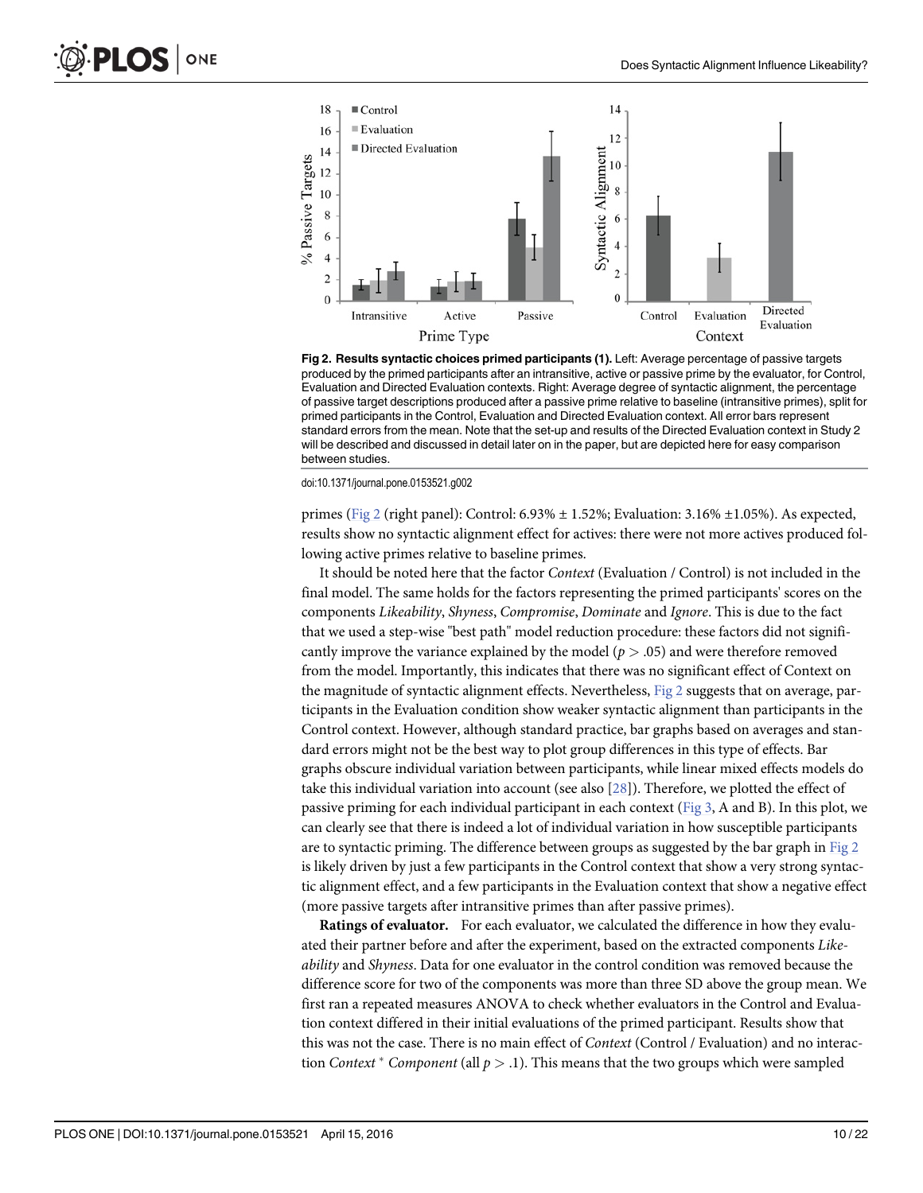**Fig 2. Results syntactic choices primed participants (1).** Left: Average percentage of passive targets produced by the primed participants after an intransitive, active or passive prime by the evaluator, for Control, Evaluation and Directed Evaluation contexts. Right: Average degree of syntactic alignment, the percentage of passive target descriptions produced after a passive prime relative to baseline (intransitive primes), split for primed participants in the Control, Evaluation and Directed Evaluation context. All error bars represent standard errors from the mean. Note that the set-up and results of the Directed Evaluation context in Study 2 will be described and discussed in detail later on in the paper, but are depicted here for easy comparison between studies.

doi:10.1371/journal.pone.0153521.g002

primes (Fig 2 (right panel): Control: 6.93% ± 1.52%; Evaluation: 3.16% ±1.05%). As expected, results show no syntactic alignment effect for actives: there were not more actives produced following active primes relative to baseline primes.

It should be noted here that the factor *Context* (Evaluation / Control) is not included in the final model. The same holds for the factors representing the primed participants' scores on the components *Likeability*, *Shyness*, *Compromise*, *Dominate* and *Ignore*. This is due to the fact that we used a step-wise "best path" model reduction procedure: these factors did not significantly improve the variance explained by the model ($p > .05$) and were therefore removed from the model. Importantly, this indicates that there was no significant effect of Context on the magnitude of syntactic alignment effects. Nevertheless, Fig 2 suggests that on average, participants in the Evaluation condition show weaker syntactic alignment than participants in the Control context. However, although standard practice, bar graphs based on averages and standard errors might not be the best way to plot group differences in this type of effects. Bar graphs obscure individual variation between participants, while linear mixed effects models do take this individual variation into account (see also [28]). Therefore, we plotted the effect of passive priming for each individual participant in each context (Fig 3, A and B). In this plot, we can clearly see that there is indeed a lot of individual variation in how susceptible participants are to syntactic priming. The difference between groups as suggested by the bar graph in Fig 2 is likely driven by just a few participants in the Control context that show a very strong syntactic alignment effect, and a few participants in the Evaluation context that show a negative effect (more passive targets after intransitive primes than after passive primes).

**Ratings of evaluator.** For each evaluator, we calculated the difference in how they evaluated their partner before and after the experiment, based on the extracted components *Likeability* and *Shyness*. Data for one evaluator in the control condition was removed because the difference score for two of the components was more than three SD above the group mean. We first ran a repeated measures ANOVA to check whether evaluators in the Control and Evaluation context differed in their initial evaluations of the primed participant. Results show that this was not the case. There is no main effect of *Context* (Control / Evaluation) and no interaction *Context* * *Component* (all $p > .1$). This means that the two groups which were sampled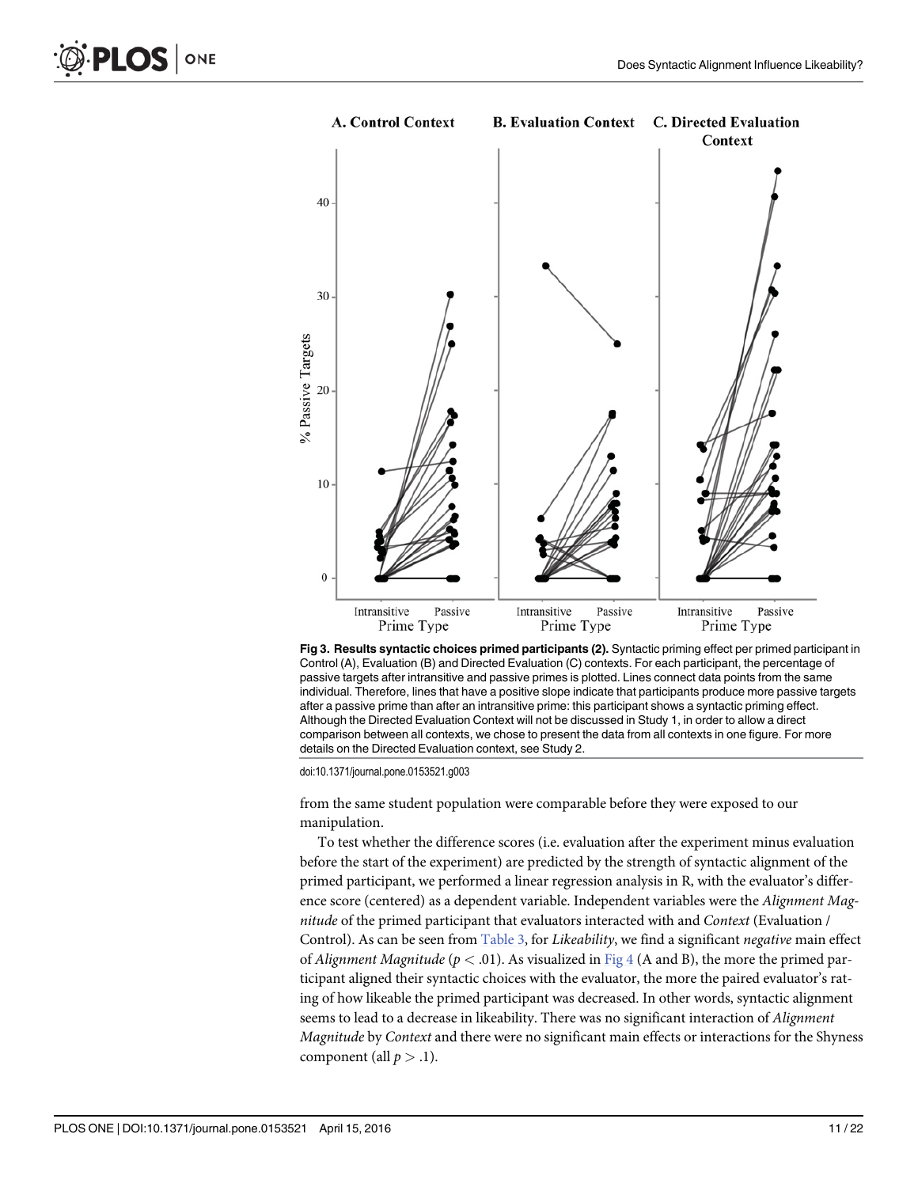**Fig 3. Results syntactic choices primed participants (2).** Syntactic priming effect per primed participant in Control (A), Evaluation (B) and Directed Evaluation (C) contexts. For each participant, the percentage of passive targets after intransitive and passive primes is plotted. Lines connect data points from the same individual. Therefore, lines that have a positive slope indicate that participants produce more passive targets after a passive prime than after an intransitive prime: this participant shows a syntactic priming effect. Although the Directed Evaluation Context will not be discussed in Study 1, in order to allow a direct comparison between all contexts, we chose to present the data from all contexts in one figure. For more details on the Directed Evaluation context, see Study 2.

doi:10.1371/journal.pone.0153521.g003

from the same student population were comparable before they were exposed to our manipulation.

To test whether the difference scores (i.e. evaluation after the experiment minus evaluation before the start of the experiment) are predicted by the strength of syntactic alignment of the primed participant, we performed a linear regression analysis in R, with the evaluator's difference score (centered) as a dependent variable. Independent variables were the *Alignment Magnitude* of the primed participant that evaluators interacted with and *Context* (Evaluation / Control). As can be seen from Table 3, for *Likeability*, we find a significant *negative* main effect of *Alignment Magnitude* ($p < .01$). As visualized in Fig 4 (A and B), the more the primed participant aligned their syntactic choices with the evaluator, the more the paired evaluator's rating of how likeable the primed participant was decreased. In other words, syntactic alignment seems to lead to a decrease in likeability. There was no significant interaction of *Alignment Magnitude* by *Context* and there were no significant main effects or interactions for the Shyness component (all $p > .1$).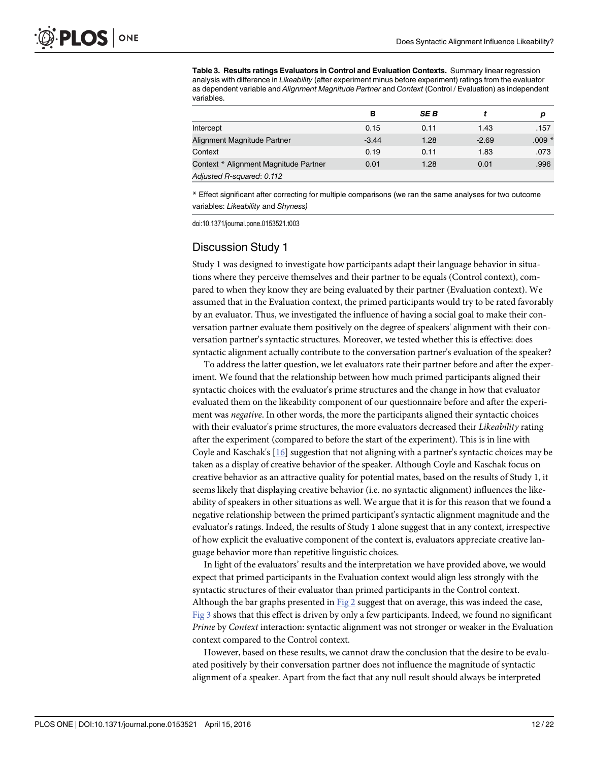**Table 3. Results ratings Evaluators in Control and Evaluation Contexts.** Summary linear regression analysis with difference in *Likeability* (after experiment minus before experiment) ratings from the evaluator as dependent variable and *Alignment Magnitude Partner* and *Context* (Control / Evaluation) as independent variables.

| | B | SE B | t | p |
|---|---|---|---|---|
| Intercept | 0.15 | 0.11 | 1.43 | .157 |
| Alignment Magnitude Partner | -3.44 | 1.28 | -2.69 | .009 * |
| Context | 0.19 | 0.11 | 1.83 | .073 |
| Context * Alignment Magnitude Partner | 0.01 | 1.28 | 0.01 | .996 |
| *Adjusted R-squared: 0.112* | | | | |

* Effect significant after correcting for multiple comparisons (we ran the same analyses for two outcome variables: *Likeability* and *Shyness)*

doi:10.1371/journal.pone.0153521.t003

## Discussion Study 1

Study 1 was designed to investigate how participants adapt their language behavior in situations where they perceive themselves and their partner to be equals (Control context), compared to when they know they are being evaluated by their partner (Evaluation context). We assumed that in the Evaluation context, the primed participants would try to be rated favorably by an evaluator. Thus, we investigated the influence of having a social goal to make their conversation partner evaluate them positively on the degree of speakers' alignment with their conversation partner's syntactic structures. Moreover, we tested whether this is effective: does syntactic alignment actually contribute to the conversation partner's evaluation of the speaker?

To address the latter question, we let evaluators rate their partner before and after the experiment. We found that the relationship between how much primed participants aligned their syntactic choices with the evaluator's prime structures and the change in how that evaluator evaluated them on the likeability component of our questionnaire before and after the experiment was *negative*. In other words, the more the participants aligned their syntactic choices with their evaluator's prime structures, the more evaluators decreased their *Likeability* rating after the experiment (compared to before the start of the experiment). This is in line with Coyle and Kaschak's [16] suggestion that not aligning with a partner's syntactic choices may be taken as a display of creative behavior of the speaker. Although Coyle and Kaschak focus on creative behavior as an attractive quality for potential mates, based on the results of Study 1, it seems likely that displaying creative behavior (i.e. no syntactic alignment) influences the likeability of speakers in other situations as well. We argue that it is for this reason that we found a negative relationship between the primed participant's syntactic alignment magnitude and the evaluator's ratings. Indeed, the results of Study 1 alone suggest that in any context, irrespective of how explicit the evaluative component of the context is, evaluators appreciate creative language behavior more than repetitive linguistic choices.

In light of the evaluators' results and the interpretation we have provided above, we would expect that primed participants in the Evaluation context would align less strongly with the syntactic structures of their evaluator than primed participants in the Control context. Although the bar graphs presented in Fig 2 suggest that on average, this was indeed the case, Fig 3 shows that this effect is driven by only a few participants. Indeed, we found no significant *Prime* by *Context* interaction: syntactic alignment was not stronger or weaker in the Evaluation context compared to the Control context.

However, based on these results, we cannot draw the conclusion that the desire to be evaluated positively by their conversation partner does not influence the magnitude of syntactic alignment of a speaker. Apart from the fact that any null result should always be interpreted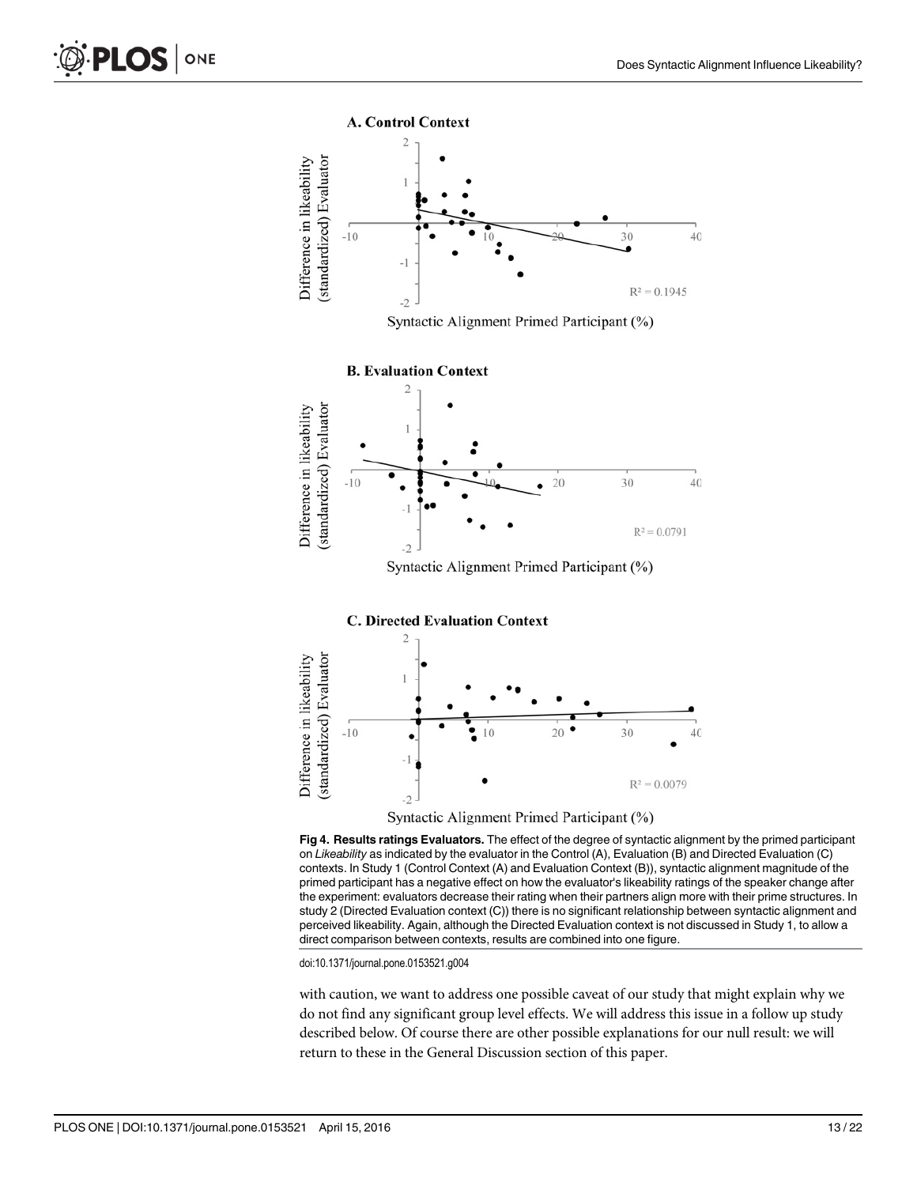**Fig 4. Results ratings Evaluators.** The effect of the degree of syntactic alignment by the primed participant on *Likeability* as indicated by the evaluator in the Control (A), Evaluation (B) and Directed Evaluation (C) contexts. In Study 1 (Control Context (A) and Evaluation Context (B)), syntactic alignment magnitude of the primed participant has a negative effect on how the evaluator's likeability ratings of the speaker change after the experiment: evaluators decrease their rating when their partners align more with their prime structures. In study 2 (Directed Evaluation context (C)) there is no significant relationship between syntactic alignment and perceived likeability. Again, although the Directed Evaluation context is not discussed in Study 1, to allow a direct comparison between contexts, results are combined into one figure.

doi:10.1371/journal.pone.0153521.g004

with caution, we want to address one possible caveat of our study that might explain why we do not find any significant group level effects. We will address this issue in a follow up study described below. Of course there are other possible explanations for our null result: we will return to these in the General Discussion section of this paper.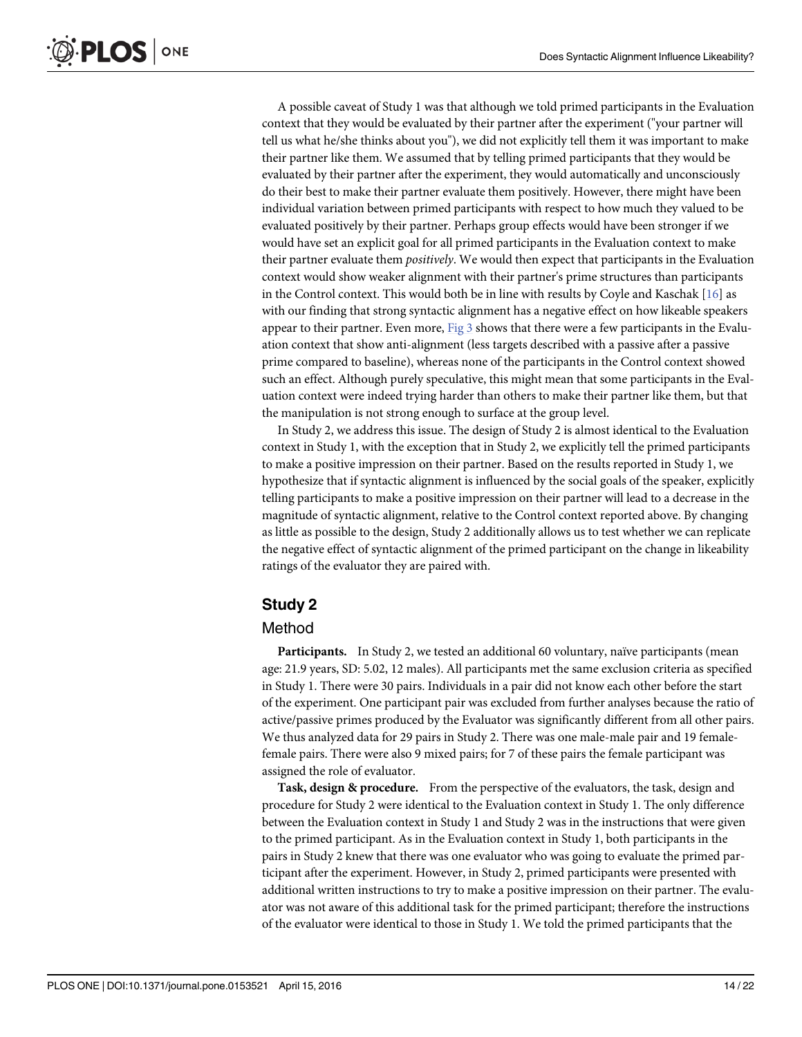A possible caveat of Study 1 was that although we told primed participants in the Evaluation context that they would be evaluated by their partner after the experiment ("your partner will tell us what he/she thinks about you"), we did not explicitly tell them it was important to make their partner like them. We assumed that by telling primed participants that they would be evaluated by their partner after the experiment, they would automatically and unconsciously do their best to make their partner evaluate them positively. However, there might have been individual variation between primed participants with respect to how much they valued to be evaluated positively by their partner. Perhaps group effects would have been stronger if we would have set an explicit goal for all primed participants in the Evaluation context to make their partner evaluate them *positively*. We would then expect that participants in the Evaluation context would show weaker alignment with their partner's prime structures than participants in the Control context. This would both be in line with results by Coyle and Kaschak [16] as with our finding that strong syntactic alignment has a negative effect on how likeable speakers appear to their partner. Even more, Fig 3 shows that there were a few participants in the Evaluation context that show anti-alignment (less targets described with a passive after a passive prime compared to baseline), whereas none of the participants in the Control context showed such an effect. Although purely speculative, this might mean that some participants in the Evaluation context were indeed trying harder than others to make their partner like them, but that the manipulation is not strong enough to surface at the group level.

In Study 2, we address this issue. The design of Study 2 is almost identical to the Evaluation context in Study 1, with the exception that in Study 2, we explicitly tell the primed participants to make a positive impression on their partner. Based on the results reported in Study 1, we hypothesize that if syntactic alignment is influenced by the social goals of the speaker, explicitly telling participants to make a positive impression on their partner will lead to a decrease in the magnitude of syntactic alignment, relative to the Control context reported above. By changing as little as possible to the design, Study 2 additionally allows us to test whether we can replicate the negative effect of syntactic alignment of the primed participant on the change in likeability ratings of the evaluator they are paired with.

## Study 2

### Method

**Participants.** In Study 2, we tested an additional 60 voluntary, naïve participants (mean age: 21.9 years, SD: 5.02, 12 males). All participants met the same exclusion criteria as specified in Study 1. There were 30 pairs. Individuals in a pair did not know each other before the start of the experiment. One participant pair was excluded from further analyses because the ratio of active/passive primes produced by the Evaluator was significantly different from all other pairs. We thus analyzed data for 29 pairs in Study 2. There was one male-male pair and 19 female-female pairs. There were also 9 mixed pairs; for 7 of these pairs the female participant was assigned the role of evaluator.

**Task, design & procedure.** From the perspective of the evaluators, the task, design and procedure for Study 2 were identical to the Evaluation context in Study 1. The only difference between the Evaluation context in Study 1 and Study 2 was in the instructions that were given to the primed participant. As in the Evaluation context in Study 1, both participants in the pairs in Study 2 knew that there was one evaluator who was going to evaluate the primed participant after the experiment. However, in Study 2, primed participants were presented with additional written instructions to try to make a positive impression on their partner. The evaluator was not aware of this additional task for the primed participant; therefore the instructions of the evaluator were identical to those in Study 1. We told the primed participants that the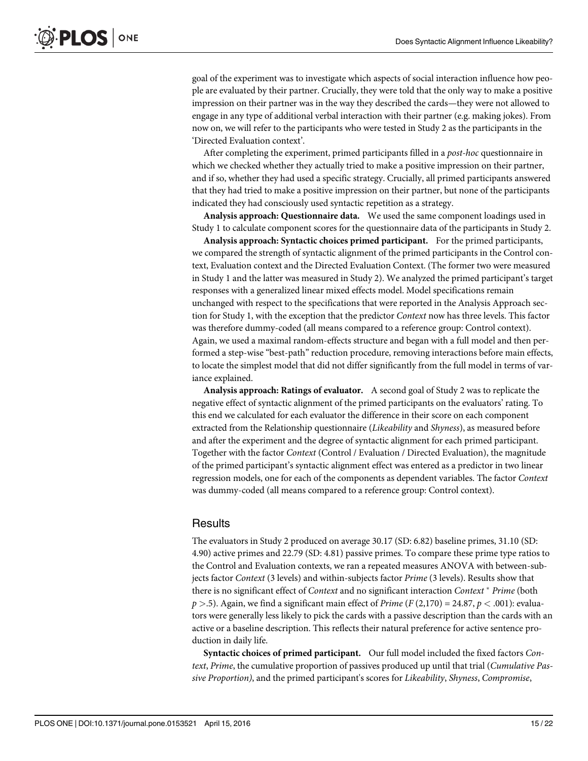goal of the experiment was to investigate which aspects of social interaction influence how people are evaluated by their partner. Crucially, they were told that the only way to make a positive impression on their partner was in the way they described the cards—they were not allowed to engage in any type of additional verbal interaction with their partner (e.g. making jokes). From now on, we will refer to the participants who were tested in Study 2 as the participants in the 'Directed Evaluation context'.

After completing the experiment, primed participants filled in a *post-hoc* questionnaire in which we checked whether they actually tried to make a positive impression on their partner, and if so, whether they had used a specific strategy. Crucially, all primed participants answered that they had tried to make a positive impression on their partner, but none of the participants indicated they had consciously used syntactic repetition as a strategy.

**Analysis approach: Questionnaire data.** We used the same component loadings used in Study 1 to calculate component scores for the questionnaire data of the participants in Study 2.

**Analysis approach: Syntactic choices primed participant.** For the primed participants, we compared the strength of syntactic alignment of the primed participants in the Control context, Evaluation context and the Directed Evaluation Context. (The former two were measured in Study 1 and the latter was measured in Study 2). We analyzed the primed participant's target responses with a generalized linear mixed effects model. Model specifications remain unchanged with respect to the specifications that were reported in the Analysis Approach section for Study 1, with the exception that the predictor *Context* now has three levels. This factor was therefore dummy-coded (all means compared to a reference group: Control context). Again, we used a maximal random-effects structure and began with a full model and then performed a step-wise "best-path" reduction procedure, removing interactions before main effects, to locate the simplest model that did not differ significantly from the full model in terms of variance explained.

**Analysis approach: Ratings of evaluator.** A second goal of Study 2 was to replicate the negative effect of syntactic alignment of the primed participants on the evaluators' rating. To this end we calculated for each evaluator the difference in their score on each component extracted from the Relationship questionnaire (*Likeability* and *Shyness*), as measured before and after the experiment and the degree of syntactic alignment for each primed participant. Together with the factor *Context* (Control / Evaluation / Directed Evaluation), the magnitude of the primed participant's syntactic alignment effect was entered as a predictor in two linear regression models, one for each of the components as dependent variables. The factor *Context* was dummy-coded (all means compared to a reference group: Control context).

## Results

The evaluators in Study 2 produced on average 30.17 (SD: 6.82) baseline primes, 31.10 (SD: 4.90) active primes and 22.79 (SD: 4.81) passive primes. To compare these prime type ratios to the Control and Evaluation contexts, we ran a repeated measures ANOVA with between-subjects factor *Context* (3 levels) and within-subjects factor *Prime* (3 levels). Results show that there is no significant effect of *Context* and no significant interaction *Context* * *Prime* (both $p > .5$). Again, we find a significant main effect of *Prime* ($F\,(2,170) = 24.87$, $p < .001$): evaluators were generally less likely to pick the cards with a passive description than the cards with an active or a baseline description. This reflects their natural preference for active sentence production in daily life.

**Syntactic choices of primed participant.** Our full model included the fixed factors *Context*, *Prime*, the cumulative proportion of passives produced up until that trial (*Cumulative Passive Proportion)*, and the primed participant's scores for *Likeability*, *Shyness*, *Compromise*,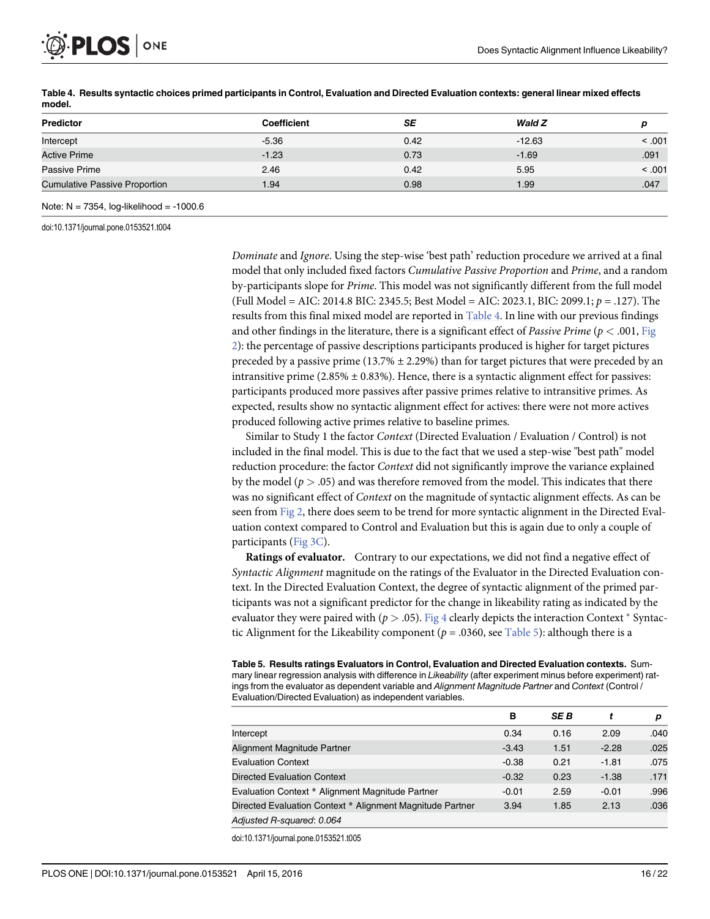**Table 4. Results syntactic choices primed participants in Control, Evaluation and Directed Evaluation contexts: general linear mixed effects model.**

| Predictor | Coefficient | SE | Wald Z | p |
|---|---|---|---|---|
| Intercept | -5.36 | 0.42 | -12.63 | < .001 |
| Active Prime | -1.23 | 0.73 | -1.69 | .091 |
| Passive Prime | 2.46 | 0.42 | 5.95 | < .001 |
| Cumulative Passive Proportion | 1.94 | 0.98 | 1.99 | .047 |

Note: N = 7354, log-likelihood = -1000.6

doi:10.1371/journal.pone.0153521.t004

*Dominate* and *Ignore*. Using the step-wise 'best path' reduction procedure we arrived at a final model that only included fixed factors *Cumulative Passive Proportion* and *Prime*, and a random by-participants slope for *Prime*. This model was not significantly different from the full model (Full Model = AIC: 2014.8 BIC: 2345.5; Best Model = AIC: 2023.1, BIC: 2099.1; $p = .127$). The results from this final mixed model are reported in Table 4. In line with our previous findings and other findings in the literature, there is a significant effect of *Passive Prime* ($p < .001$, Fig 2): the percentage of passive descriptions participants produced is higher for target pictures preceded by a passive prime (13.7% ± 2.29%) than for target pictures that were preceded by an intransitive prime (2.85% ± 0.83%). Hence, there is a syntactic alignment effect for passives: participants produced more passives after passive primes relative to intransitive primes. As expected, results show no syntactic alignment effect for actives: there were not more actives produced following active primes relative to baseline primes.

Similar to Study 1 the factor *Context* (Directed Evaluation / Evaluation / Control) is not included in the final model. This is due to the fact that we used a step-wise "best path" model reduction procedure: the factor *Context* did not significantly improve the variance explained by the model ($p > .05$) and was therefore removed from the model. This indicates that there was no significant effect of *Context* on the magnitude of syntactic alignment effects. As can be seen from Fig 2, there does seem to be trend for more syntactic alignment in the Directed Evaluation context compared to Control and Evaluation but this is again due to only a couple of participants (Fig 3C).

**Ratings of evaluator.** Contrary to our expectations, we did not find a negative effect of *Syntactic Alignment* magnitude on the ratings of the Evaluator in the Directed Evaluation context. In the Directed Evaluation Context, the degree of syntactic alignment of the primed participants was not a significant predictor for the change in likeability rating as indicated by the evaluator they were paired with ($p > .05$). Fig 4 clearly depicts the interaction Context * Syntactic Alignment for the Likeability component ($p = .0360$, see Table 5): although there is a

**Table 5. Results ratings Evaluators in Control, Evaluation and Directed Evaluation contexts.** Summary linear regression analysis with difference in *Likeability* (after experiment minus before experiment) ratings from the evaluator as dependent variable and *Alignment Magnitude Partner* and *Context* (Control / Evaluation/Directed Evaluation) as independent variables.

| | B | SE B | t | p |
|---|---|---|---|---|
| Intercept | 0.34 | 0.16 | 2.09 | .040 |
| Alignment Magnitude Partner | -3.43 | 1.51 | -2.28 | .025 |
| Evaluation Context | -0.38 | 0.21 | -1.81 | .075 |
| Directed Evaluation Context | -0.32 | 0.23 | -1.38 | .171 |
| Evaluation Context * Alignment Magnitude Partner | -0.01 | 2.59 | -0.01 | .996 |
| Directed Evaluation Context * Alignment Magnitude Partner | 3.94 | 1.85 | 2.13 | .036 |
| *Adjusted R-squared: 0.064* | | | | |

doi:10.1371/journal.pone.0153521.t005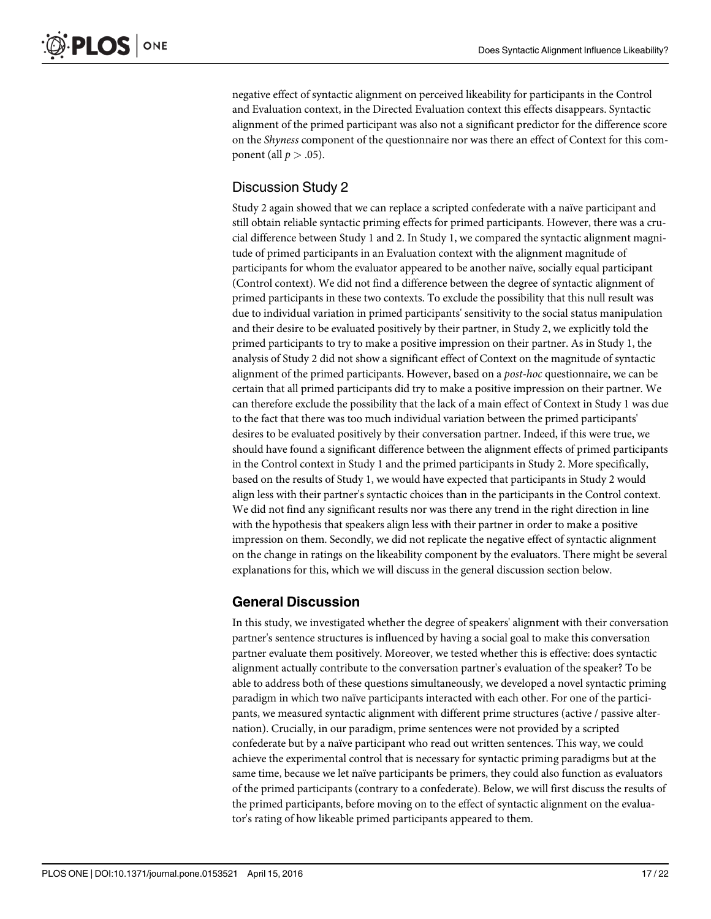negative effect of syntactic alignment on perceived likeability for participants in the Control and Evaluation context, in the Directed Evaluation context this effects disappears. Syntactic alignment of the primed participant was also not a significant predictor for the difference score on the *Shyness* component of the questionnaire nor was there an effect of Context for this component (all $p > .05$).

## Discussion Study 2

Study 2 again showed that we can replace a scripted confederate with a naïve participant and still obtain reliable syntactic priming effects for primed participants. However, there was a crucial difference between Study 1 and 2. In Study 1, we compared the syntactic alignment magnitude of primed participants in an Evaluation context with the alignment magnitude of participants for whom the evaluator appeared to be another naïve, socially equal participant (Control context). We did not find a difference between the degree of syntactic alignment of primed participants in these two contexts. To exclude the possibility that this null result was due to individual variation in primed participants' sensitivity to the social status manipulation and their desire to be evaluated positively by their partner, in Study 2, we explicitly told the primed participants to try to make a positive impression on their partner. As in Study 1, the analysis of Study 2 did not show a significant effect of Context on the magnitude of syntactic alignment of the primed participants. However, based on a *post-hoc* questionnaire, we can be certain that all primed participants did try to make a positive impression on their partner. We can therefore exclude the possibility that the lack of a main effect of Context in Study 1 was due to the fact that there was too much individual variation between the primed participants' desires to be evaluated positively by their conversation partner. Indeed, if this were true, we should have found a significant difference between the alignment effects of primed participants in the Control context in Study 1 and the primed participants in Study 2. More specifically, based on the results of Study 1, we would have expected that participants in Study 2 would align less with their partner's syntactic choices than in the participants in the Control context. We did not find any significant results nor was there any trend in the right direction in line with the hypothesis that speakers align less with their partner in order to make a positive impression on them. Secondly, we did not replicate the negative effect of syntactic alignment on the change in ratings on the likeability component by the evaluators. There might be several explanations for this, which we will discuss in the general discussion section below.

## General Discussion

In this study, we investigated whether the degree of speakers' alignment with their conversation partner's sentence structures is influenced by having a social goal to make this conversation partner evaluate them positively. Moreover, we tested whether this is effective: does syntactic alignment actually contribute to the conversation partner's evaluation of the speaker? To be able to address both of these questions simultaneously, we developed a novel syntactic priming paradigm in which two naïve participants interacted with each other. For one of the participants, we measured syntactic alignment with different prime structures (active / passive alternation). Crucially, in our paradigm, prime sentences were not provided by a scripted confederate but by a naïve participant who read out written sentences. This way, we could achieve the experimental control that is necessary for syntactic priming paradigms but at the same time, because we let naïve participants be primers, they could also function as evaluators of the primed participants (contrary to a confederate). Below, we will first discuss the results of the primed participants, before moving on to the effect of syntactic alignment on the evaluator's rating of how likeable primed participants appeared to them.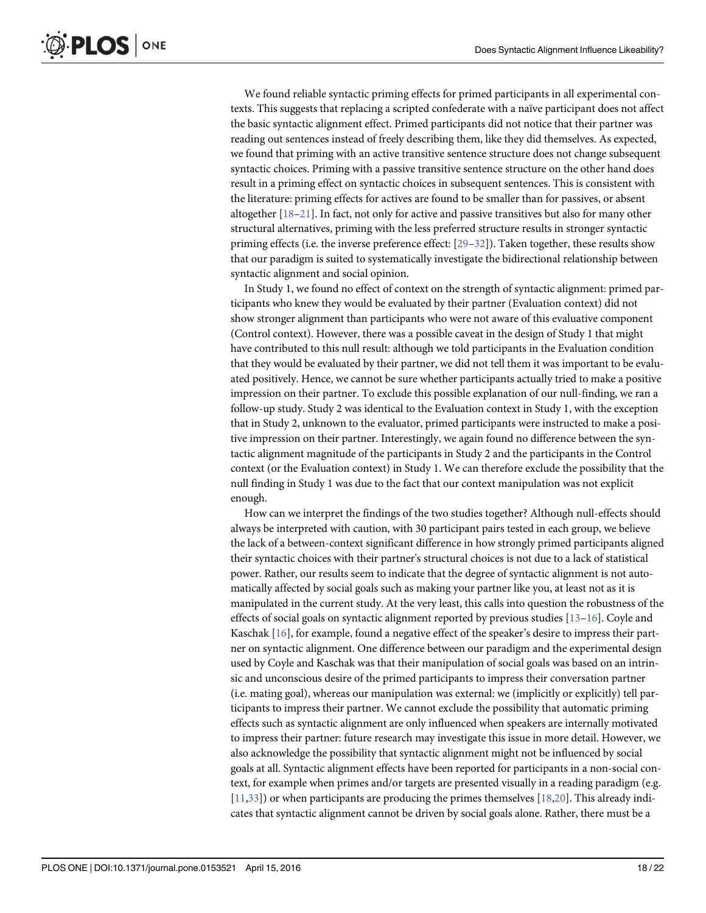We found reliable syntactic priming effects for primed participants in all experimental contexts. This suggests that replacing a scripted confederate with a naïve participant does not affect the basic syntactic alignment effect. Primed participants did not notice that their partner was reading out sentences instead of freely describing them, like they did themselves. As expected, we found that priming with an active transitive sentence structure does not change subsequent syntactic choices. Priming with a passive transitive sentence structure on the other hand does result in a priming effect on syntactic choices in subsequent sentences. This is consistent with the literature: priming effects for actives are found to be smaller than for passives, or absent altogether [18–21]. In fact, not only for active and passive transitives but also for many other structural alternatives, priming with the less preferred structure results in stronger syntactic priming effects (i.e. the inverse preference effect: [29–32]). Taken together, these results show that our paradigm is suited to systematically investigate the bidirectional relationship between syntactic alignment and social opinion.

In Study 1, we found no effect of context on the strength of syntactic alignment: primed participants who knew they would be evaluated by their partner (Evaluation context) did not show stronger alignment than participants who were not aware of this evaluative component (Control context). However, there was a possible caveat in the design of Study 1 that might have contributed to this null result: although we told participants in the Evaluation condition that they would be evaluated by their partner, we did not tell them it was important to be evaluated positively. Hence, we cannot be sure whether participants actually tried to make a positive impression on their partner. To exclude this possible explanation of our null-finding, we ran a follow-up study. Study 2 was identical to the Evaluation context in Study 1, with the exception that in Study 2, unknown to the evaluator, primed participants were instructed to make a positive impression on their partner. Interestingly, we again found no difference between the syntactic alignment magnitude of the participants in Study 2 and the participants in the Control context (or the Evaluation context) in Study 1. We can therefore exclude the possibility that the null finding in Study 1 was due to the fact that our context manipulation was not explicit enough.

How can we interpret the findings of the two studies together? Although null-effects should always be interpreted with caution, with 30 participant pairs tested in each group, we believe the lack of a between-context significant difference in how strongly primed participants aligned their syntactic choices with their partner's structural choices is not due to a lack of statistical power. Rather, our results seem to indicate that the degree of syntactic alignment is not automatically affected by social goals such as making your partner like you, at least not as it is manipulated in the current study. At the very least, this calls into question the robustness of the effects of social goals on syntactic alignment reported by previous studies [13–16]. Coyle and Kaschak [16], for example, found a negative effect of the speaker's desire to impress their partner on syntactic alignment. One difference between our paradigm and the experimental design used by Coyle and Kaschak was that their manipulation of social goals was based on an intrinsic and unconscious desire of the primed participants to impress their conversation partner (i.e. mating goal), whereas our manipulation was external: we (implicitly or explicitly) tell participants to impress their partner. We cannot exclude the possibility that automatic priming effects such as syntactic alignment are only influenced when speakers are internally motivated to impress their partner: future research may investigate this issue in more detail. However, we also acknowledge the possibility that syntactic alignment might not be influenced by social goals at all. Syntactic alignment effects have been reported for participants in a non-social context, for example when primes and/or targets are presented visually in a reading paradigm (e.g. [11,33]) or when participants are producing the primes themselves [18,20]. This already indicates that syntactic alignment cannot be driven by social goals alone. Rather, there must be a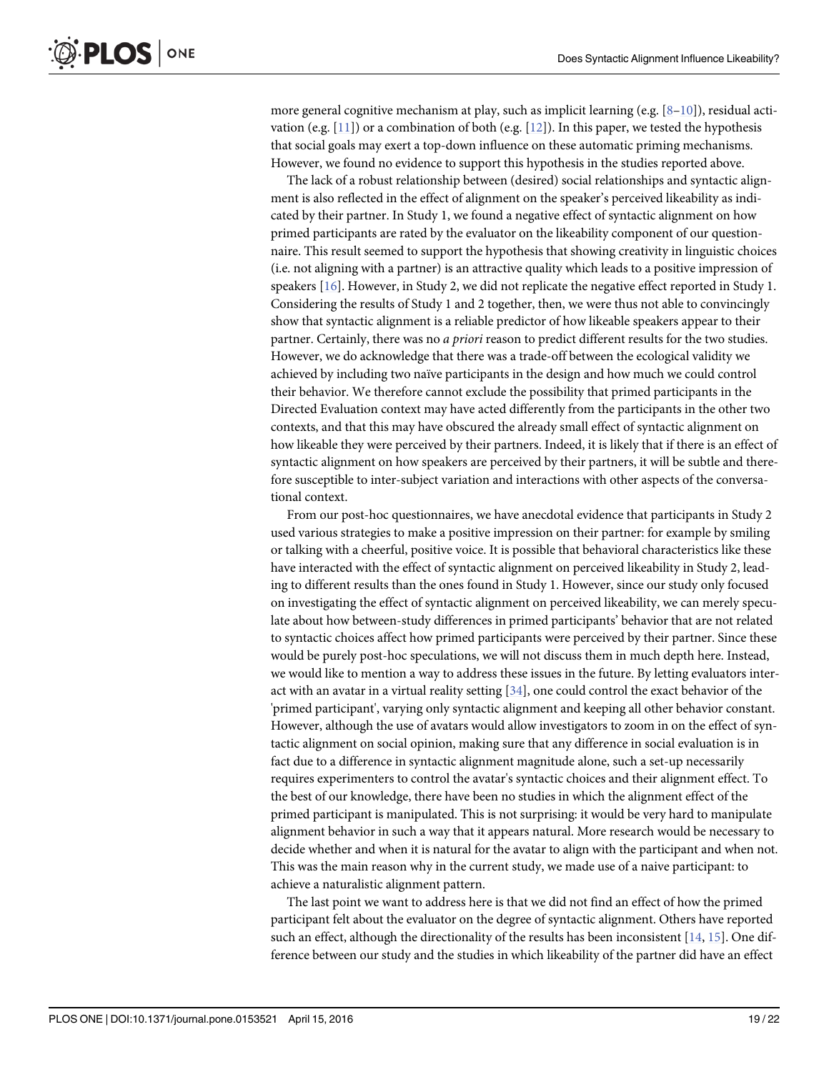more general cognitive mechanism at play, such as implicit learning (e.g. [8–10]), residual activation (e.g. [11]) or a combination of both (e.g. [12]). In this paper, we tested the hypothesis that social goals may exert a top-down influence on these automatic priming mechanisms. However, we found no evidence to support this hypothesis in the studies reported above.

The lack of a robust relationship between (desired) social relationships and syntactic alignment is also reflected in the effect of alignment on the speaker's perceived likeability as indicated by their partner. In Study 1, we found a negative effect of syntactic alignment on how primed participants are rated by the evaluator on the likeability component of our questionnaire. This result seemed to support the hypothesis that showing creativity in linguistic choices (i.e. not aligning with a partner) is an attractive quality which leads to a positive impression of speakers [16]. However, in Study 2, we did not replicate the negative effect reported in Study 1. Considering the results of Study 1 and 2 together, then, we were thus not able to convincingly show that syntactic alignment is a reliable predictor of how likeable speakers appear to their partner. Certainly, there was no *a priori* reason to predict different results for the two studies. However, we do acknowledge that there was a trade-off between the ecological validity we achieved by including two naïve participants in the design and how much we could control their behavior. We therefore cannot exclude the possibility that primed participants in the Directed Evaluation context may have acted differently from the participants in the other two contexts, and that this may have obscured the already small effect of syntactic alignment on how likeable they were perceived by their partners. Indeed, it is likely that if there is an effect of syntactic alignment on how speakers are perceived by their partners, it will be subtle and therefore susceptible to inter-subject variation and interactions with other aspects of the conversational context.

From our post-hoc questionnaires, we have anecdotal evidence that participants in Study 2 used various strategies to make a positive impression on their partner: for example by smiling or talking with a cheerful, positive voice. It is possible that behavioral characteristics like these have interacted with the effect of syntactic alignment on perceived likeability in Study 2, leading to different results than the ones found in Study 1. However, since our study only focused on investigating the effect of syntactic alignment on perceived likeability, we can merely speculate about how between-study differences in primed participants' behavior that are not related to syntactic choices affect how primed participants were perceived by their partner. Since these would be purely post-hoc speculations, we will not discuss them in much depth here. Instead, we would like to mention a way to address these issues in the future. By letting evaluators interact with an avatar in a virtual reality setting [34], one could control the exact behavior of the 'primed participant', varying only syntactic alignment and keeping all other behavior constant. However, although the use of avatars would allow investigators to zoom in on the effect of syntactic alignment on social opinion, making sure that any difference in social evaluation is in fact due to a difference in syntactic alignment magnitude alone, such a set-up necessarily requires experimenters to control the avatar's syntactic choices and their alignment effect. To the best of our knowledge, there have been no studies in which the alignment effect of the primed participant is manipulated. This is not surprising: it would be very hard to manipulate alignment behavior in such a way that it appears natural. More research would be necessary to decide whether and when it is natural for the avatar to align with the participant and when not. This was the main reason why in the current study, we made use of a naive participant: to achieve a naturalistic alignment pattern.

The last point we want to address here is that we did not find an effect of how the primed participant felt about the evaluator on the degree of syntactic alignment. Others have reported such an effect, although the directionality of the results has been inconsistent [14, 15]. One difference between our study and the studies in which likeability of the partner did have an effect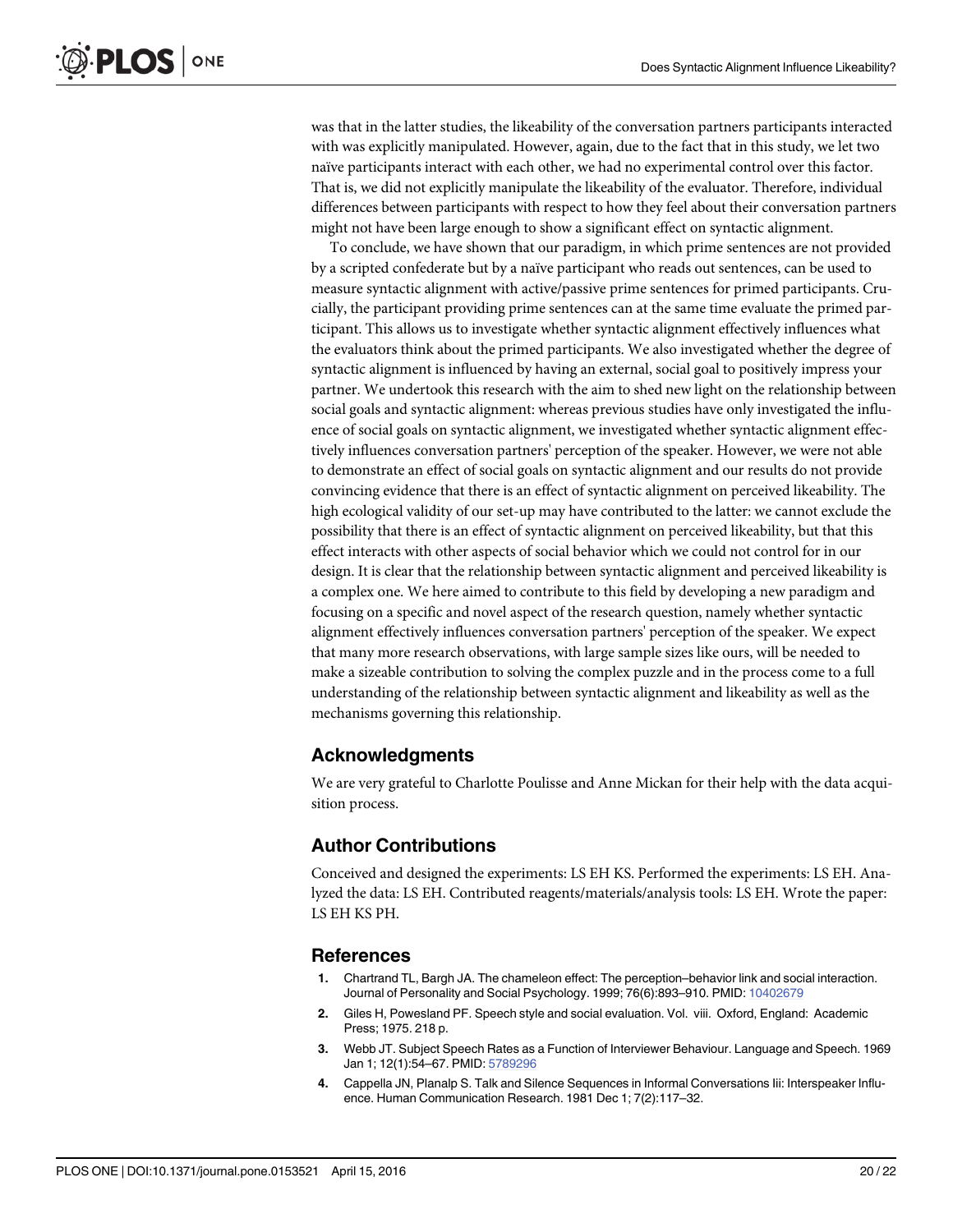was that in the latter studies, the likeability of the conversation partners participants interacted with was explicitly manipulated. However, again, due to the fact that in this study, we let two naïve participants interact with each other, we had no experimental control over this factor. That is, we did not explicitly manipulate the likeability of the evaluator. Therefore, individual differences between participants with respect to how they feel about their conversation partners might not have been large enough to show a significant effect on syntactic alignment.

To conclude, we have shown that our paradigm, in which prime sentences are not provided by a scripted confederate but by a naïve participant who reads out sentences, can be used to measure syntactic alignment with active/passive prime sentences for primed participants. Crucially, the participant providing prime sentences can at the same time evaluate the primed participant. This allows us to investigate whether syntactic alignment effectively influences what the evaluators think about the primed participants. We also investigated whether the degree of syntactic alignment is influenced by having an external, social goal to positively impress your partner. We undertook this research with the aim to shed new light on the relationship between social goals and syntactic alignment: whereas previous studies have only investigated the influence of social goals on syntactic alignment, we investigated whether syntactic alignment effectively influences conversation partners' perception of the speaker. However, we were not able to demonstrate an effect of social goals on syntactic alignment and our results do not provide convincing evidence that there is an effect of syntactic alignment on perceived likeability. The high ecological validity of our set-up may have contributed to the latter: we cannot exclude the possibility that there is an effect of syntactic alignment on perceived likeability, but that this effect interacts with other aspects of social behavior which we could not control for in our design. It is clear that the relationship between syntactic alignment and perceived likeability is a complex one. We here aimed to contribute to this field by developing a new paradigm and focusing on a specific and novel aspect of the research question, namely whether syntactic alignment effectively influences conversation partners' perception of the speaker. We expect that many more research observations, with large sample sizes like ours, will be needed to make a sizeable contribution to solving the complex puzzle and in the process come to a full understanding of the relationship between syntactic alignment and likeability as well as the mechanisms governing this relationship.

## Acknowledgments

We are very grateful to Charlotte Poulisse and Anne Mickan for their help with the data acquisition process.

## Author Contributions

Conceived and designed the experiments: LS EH KS. Performed the experiments: LS EH. Analyzed the data: LS EH. Contributed reagents/materials/analysis tools: LS EH. Wrote the paper: LS EH KS PH.

## References

1. Chartrand TL, Bargh JA. The chameleon effect: The perception–behavior link and social interaction. Journal of Personality and Social Psychology. 1999; 76(6):893–910. PMID: 10402679
2. Giles H, Powesland PF. Speech style and social evaluation. Vol. viii. Oxford, England: Academic Press; 1975. 218 p.
3. Webb JT. Subject Speech Rates as a Function of Interviewer Behaviour. Language and Speech. 1969 Jan 1; 12(1):54–67. PMID: 5789296
4. Cappella JN, Planalp S. Talk and Silence Sequences in Informal Conversations Iii: Interspeaker Influence. Human Communication Research. 1981 Dec 1; 7(2):117–32.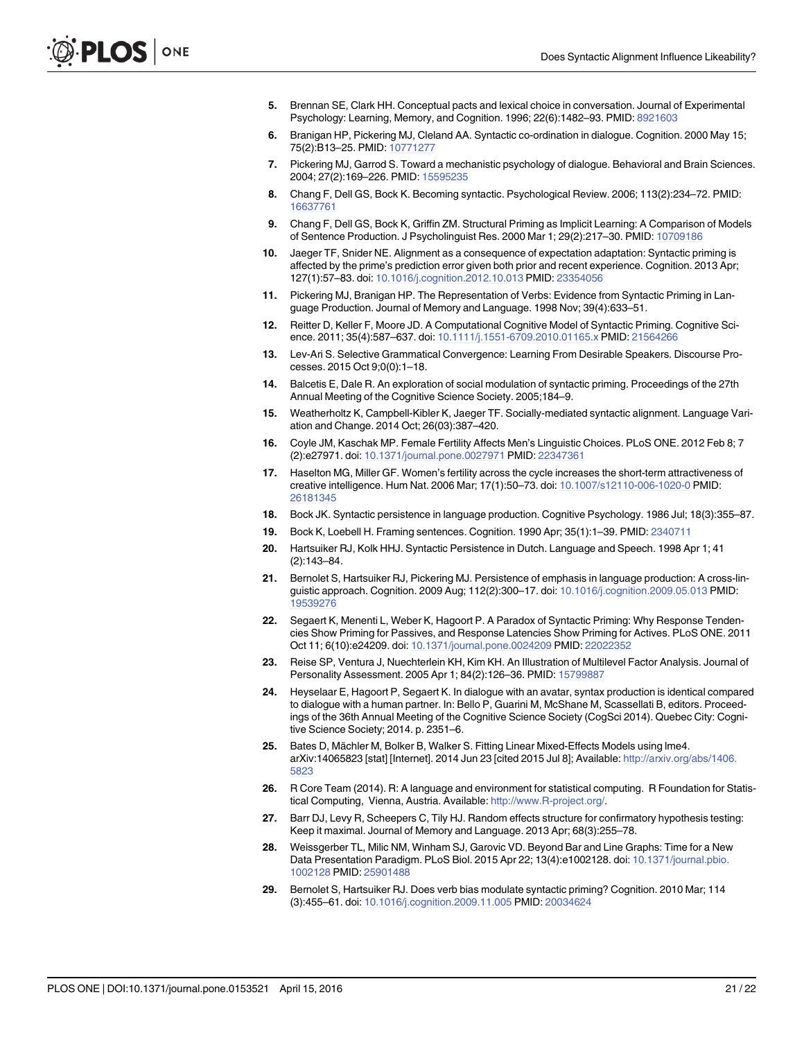5. Brennan SE, Clark HH. Conceptual pacts and lexical choice in conversation. Journal of Experimental Psychology: Learning, Memory, and Cognition. 1996; 22(6):1482–93. PMID: 8921603
6. Branigan HP, Pickering MJ, Cleland AA. Syntactic co-ordination in dialogue. Cognition. 2000 May 15; 75(2):B13–25. PMID: 10771277
7. Pickering MJ, Garrod S. Toward a mechanistic psychology of dialogue. Behavioral and Brain Sciences. 2004; 27(2):169–226. PMID: 15595235
8. Chang F, Dell GS, Bock K. Becoming syntactic. Psychological Review. 2006; 113(2):234–72. PMID: 16637761
9. Chang F, Dell GS, Bock K, Griffin ZM. Structural Priming as Implicit Learning: A Comparison of Models of Sentence Production. J Psycholinguist Res. 2000 Mar 1; 29(2):217–30. PMID: 10709186
10. Jaeger TF, Snider NE. Alignment as a consequence of expectation adaptation: Syntactic priming is affected by the prime's prediction error given both prior and recent experience. Cognition. 2013 Apr; 127(1):57–83. doi: 10.1016/j.cognition.2012.10.013 PMID: 23354056
11. Pickering MJ, Branigan HP. The Representation of Verbs: Evidence from Syntactic Priming in Language Production. Journal of Memory and Language. 1998 Nov; 39(4):633–51.
12. Reitter D, Keller F, Moore JD. A Computational Cognitive Model of Syntactic Priming. Cognitive Science. 2011; 35(4):587–637. doi: 10.1111/j.1551-6709.2010.01165.x PMID: 21564266
13. Lev-Ari S. Selective Grammatical Convergence: Learning From Desirable Speakers. Discourse Processes. 2015 Oct 9;0(0):1–18.
14. Balcetis E, Dale R. An exploration of social modulation of syntactic priming. Proceedings of the 27th Annual Meeting of the Cognitive Science Society. 2005;184–9.
15. Weatherholtz K, Campbell-Kibler K, Jaeger TF. Socially-mediated syntactic alignment. Language Variation and Change. 2014 Oct; 26(03):387–420.
16. Coyle JM, Kaschak MP. Female Fertility Affects Men's Linguistic Choices. PLoS ONE. 2012 Feb 8; 7 (2):e27971. doi: 10.1371/journal.pone.0027971 PMID: 22347361
17. Haselton MG, Miller GF. Women's fertility across the cycle increases the short-term attractiveness of creative intelligence. Hum Nat. 2006 Mar; 17(1):50–73. doi: 10.1007/s12110-006-1020-0 PMID: 26181345
18. Bock JK. Syntactic persistence in language production. Cognitive Psychology. 1986 Jul; 18(3):355–87.
19. Bock K, Loebell H. Framing sentences. Cognition. 1990 Apr; 35(1):1–39. PMID: 2340711
20. Hartsuiker RJ, Kolk HHJ. Syntactic Persistence in Dutch. Language and Speech. 1998 Apr 1; 41 (2):143–84.
21. Bernolet S, Hartsuiker RJ, Pickering MJ. Persistence of emphasis in language production: A cross-linguistic approach. Cognition. 2009 Aug; 112(2):300–17. doi: 10.1016/j.cognition.2009.05.013 PMID: 19539276
22. Segaert K, Menenti L, Weber K, Hagoort P. A Paradox of Syntactic Priming: Why Response Tendencies Show Priming for Passives, and Response Latencies Show Priming for Actives. PLoS ONE. 2011 Oct 11; 6(10):e24209. doi: 10.1371/journal.pone.0024209 PMID: 22022352
23. Reise SP, Ventura J, Nuechterlein KH, Kim KH. An Illustration of Multilevel Factor Analysis. Journal of Personality Assessment. 2005 Apr 1; 84(2):126–36. PMID: 15799887
24. Heyselaar E, Hagoort P, Segaert K. In dialogue with an avatar, syntax production is identical compared to dialogue with a human partner. In: Bello P, Guarini M, McShane M, Scassellati B, editors. Proceedings of the 36th Annual Meeting of the Cognitive Science Society (CogSci 2014). Quebec City: Cognitive Science Society; 2014. p. 2351–6.
25. Bates D, Mächler M, Bolker B, Walker S. Fitting Linear Mixed-Effects Models using lme4. arXiv:14065823 [stat] [Internet]. 2014 Jun 23 [cited 2015 Jul 8]; Available: http://arxiv.org/abs/1406.5823
26. R Core Team (2014). R: A language and environment for statistical computing. R Foundation for Statistical Computing, Vienna, Austria. Available: http://www.R-project.org/.
27. Barr DJ, Levy R, Scheepers C, Tily HJ. Random effects structure for confirmatory hypothesis testing: Keep it maximal. Journal of Memory and Language. 2013 Apr; 68(3):255–78.
28. Weissgerber TL, Milic NM, Winham SJ, Garovic VD. Beyond Bar and Line Graphs: Time for a New Data Presentation Paradigm. PLoS Biol. 2015 Apr 22; 13(4):e1002128. doi: 10.1371/journal.pbio.1002128 PMID: 25901488
29. Bernolet S, Hartsuiker RJ. Does verb bias modulate syntactic priming? Cognition. 2010 Mar; 114 (3):455–61. doi: 10.1016/j.cognition.2009.11.005 PMID: 20034624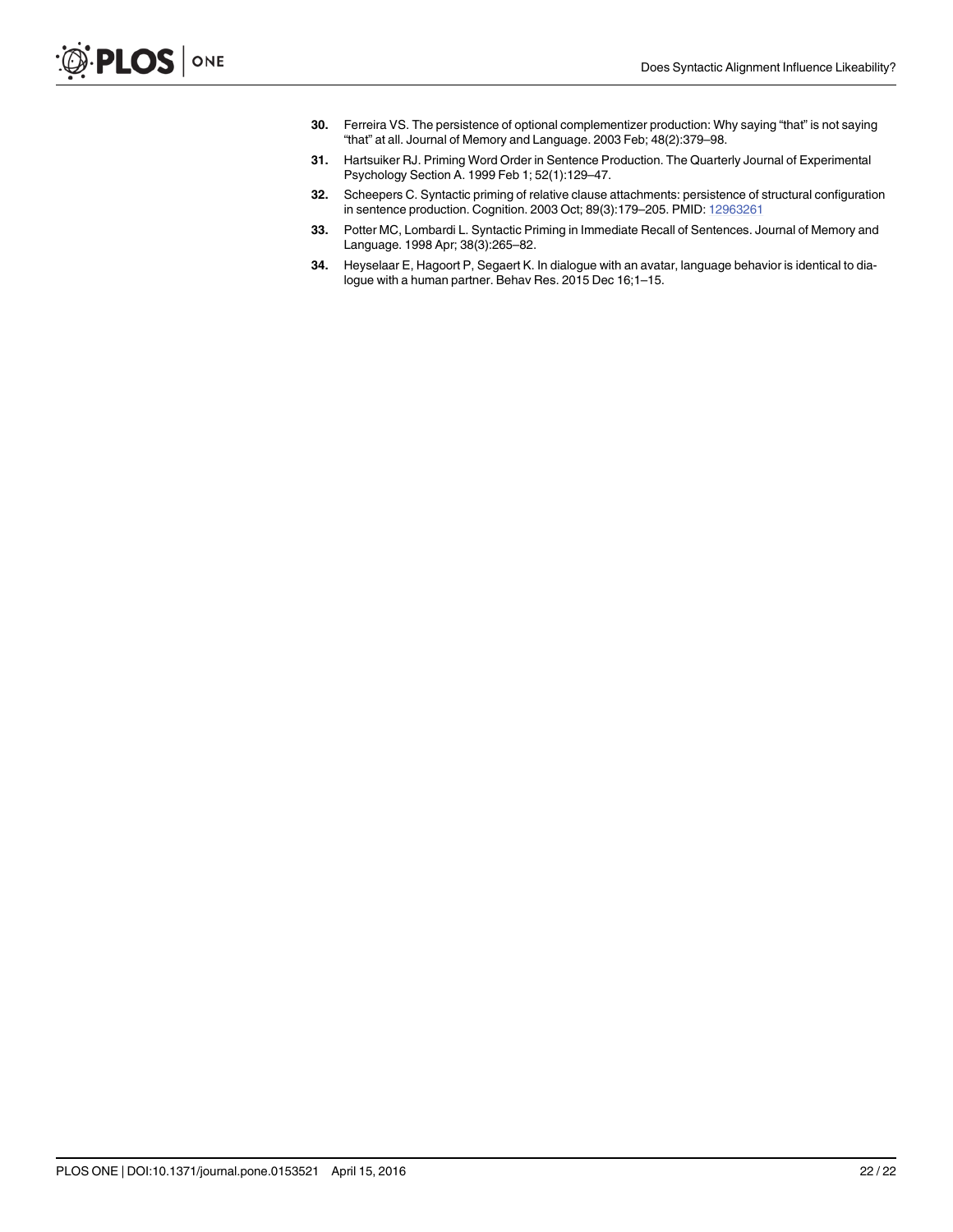30. Ferreira VS. The persistence of optional complementizer production: Why saying "that" is not saying "that" at all. Journal of Memory and Language. 2003 Feb; 48(2):379–98.
31. Hartsuiker RJ. Priming Word Order in Sentence Production. The Quarterly Journal of Experimental Psychology Section A. 1999 Feb 1; 52(1):129–47.
32. Scheepers C. Syntactic priming of relative clause attachments: persistence of structural configuration in sentence production. Cognition. 2003 Oct; 89(3):179–205. PMID: 12963261
33. Potter MC, Lombardi L. Syntactic Priming in Immediate Recall of Sentences. Journal of Memory and Language. 1998 Apr; 38(3):265–82.
34. Heyselaar E, Hagoort P, Segaert K. In dialogue with an avatar, language behavior is identical to dialogue with a human partner. Behav Res. 2015 Dec 16;1–15.